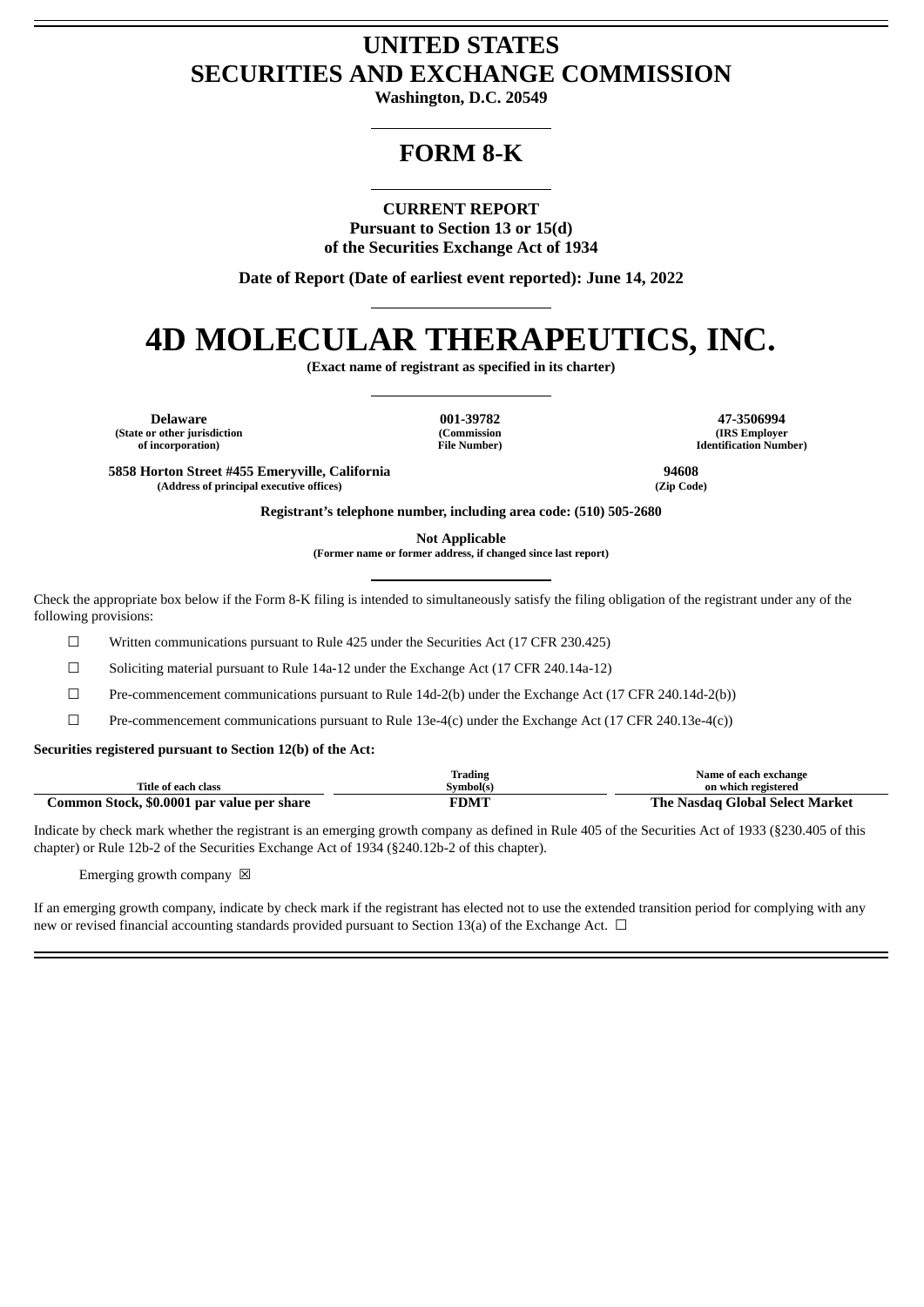# UNITED STATES
# SECURITIES AND EXCHANGE COMMISSION

**Washington, D.C. 20549**

# FORM 8-K

**CURRENT REPORT**
**Pursuant to Section 13 or 15(d)**
**of the Securities Exchange Act of 1934**

**Date of Report (Date of earliest event reported): June 14, 2022**

# 4D MOLECULAR THERAPEUTICS, INC.

**(Exact name of registrant as specified in its charter)**

| **Delaware** | **001-39782** | **47-3506994** |
|---|---|---|
| **(State or other jurisdiction of incorporation)** | **(Commission File Number)** | **(IRS Employer Identification Number)** |

| **5858 Horton Street #455 Emeryville, California** | **94608** |
|---|---|
| **(Address of principal executive offices)** | **(Zip Code)** |

**Registrant's telephone number, including area code: (510) 505-2680**

**Not Applicable**
**(Former name or former address, if changed since last report)**

Check the appropriate box below if the Form 8-K filing is intended to simultaneously satisfy the filing obligation of the registrant under any of the following provisions:

☐ Written communications pursuant to Rule 425 under the Securities Act (17 CFR 230.425)

☐ Soliciting material pursuant to Rule 14a-12 under the Exchange Act (17 CFR 240.14a-12)

☐ Pre-commencement communications pursuant to Rule 14d-2(b) under the Exchange Act (17 CFR 240.14d-2(b))

☐ Pre-commencement communications pursuant to Rule 13e-4(c) under the Exchange Act (17 CFR 240.13e-4(c))

**Securities registered pursuant to Section 12(b) of the Act:**

| Title of each class | Trading Symbol(s) | Name of each exchange on which registered |
|---|---|---|
| **Common Stock, $0.0001 par value per share** | **FDMT** | **The Nasdaq Global Select Market** |

Indicate by check mark whether the registrant is an emerging growth company as defined in Rule 405 of the Securities Act of 1933 (§230.405 of this chapter) or Rule 12b-2 of the Securities Exchange Act of 1934 (§240.12b-2 of this chapter).

Emerging growth company ☒

If an emerging growth company, indicate by check mark if the registrant has elected not to use the extended transition period for complying with any new or revised financial accounting standards provided pursuant to Section 13(a) of the Exchange Act. ☐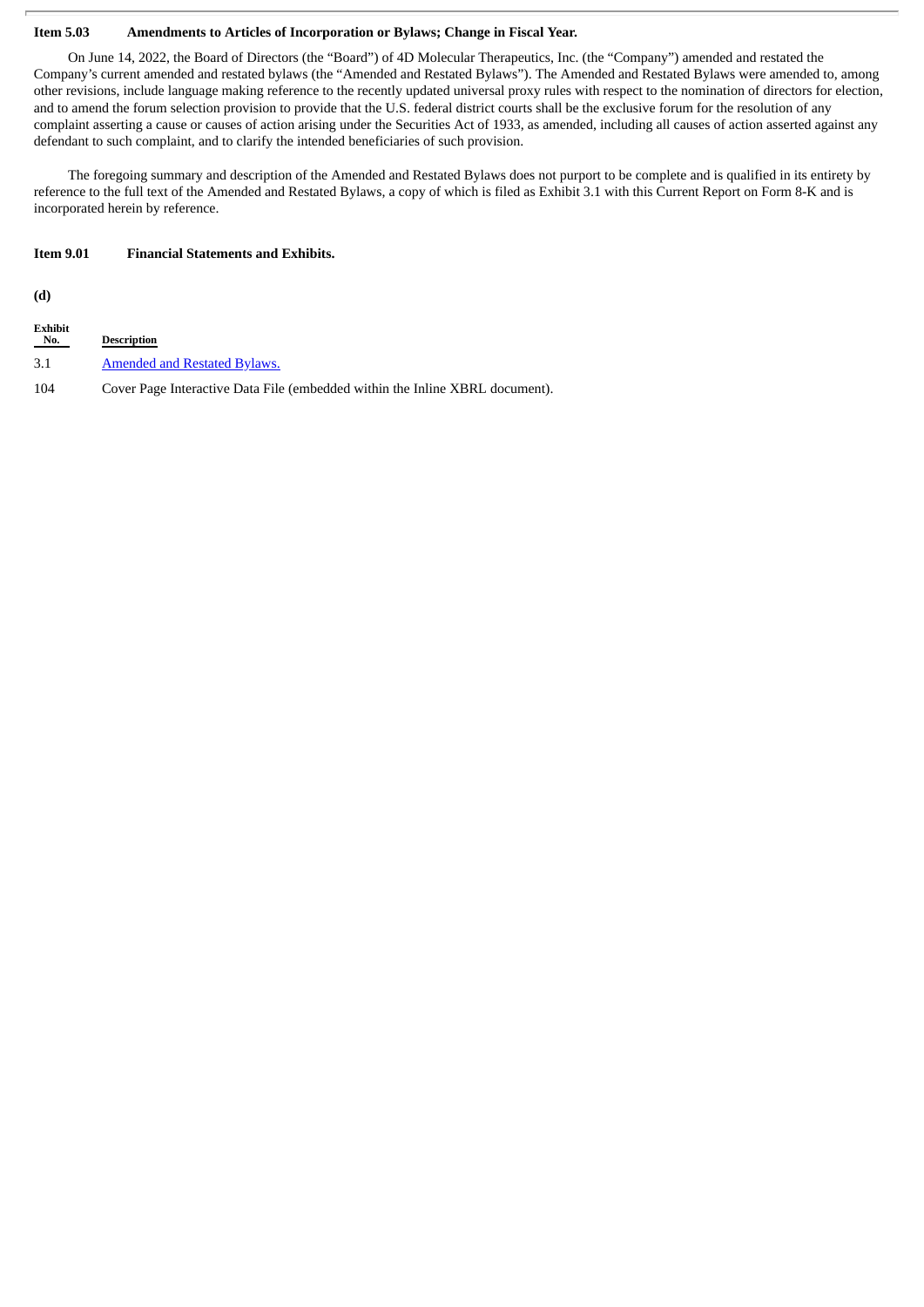**Item 5.03 Amendments to Articles of Incorporation or Bylaws; Change in Fiscal Year.**

On June 14, 2022, the Board of Directors (the "Board") of 4D Molecular Therapeutics, Inc. (the "Company") amended and restated the Company's current amended and restated bylaws (the "Amended and Restated Bylaws"). The Amended and Restated Bylaws were amended to, among other revisions, include language making reference to the recently updated universal proxy rules with respect to the nomination of directors for election, and to amend the forum selection provision to provide that the U.S. federal district courts shall be the exclusive forum for the resolution of any complaint asserting a cause or causes of action arising under the Securities Act of 1933, as amended, including all causes of action asserted against any defendant to such complaint, and to clarify the intended beneficiaries of such provision.

The foregoing summary and description of the Amended and Restated Bylaws does not purport to be complete and is qualified in its entirety by reference to the full text of the Amended and Restated Bylaws, a copy of which is filed as Exhibit 3.1 with this Current Report on Form 8-K and is incorporated herein by reference.

**Item 9.01 Financial Statements and Exhibits.**

**(d)**

| Exhibit No. | Description |
| --- | --- |
| 3.1 | Amended and Restated Bylaws. |
| 104 | Cover Page Interactive Data File (embedded within the Inline XBRL document). |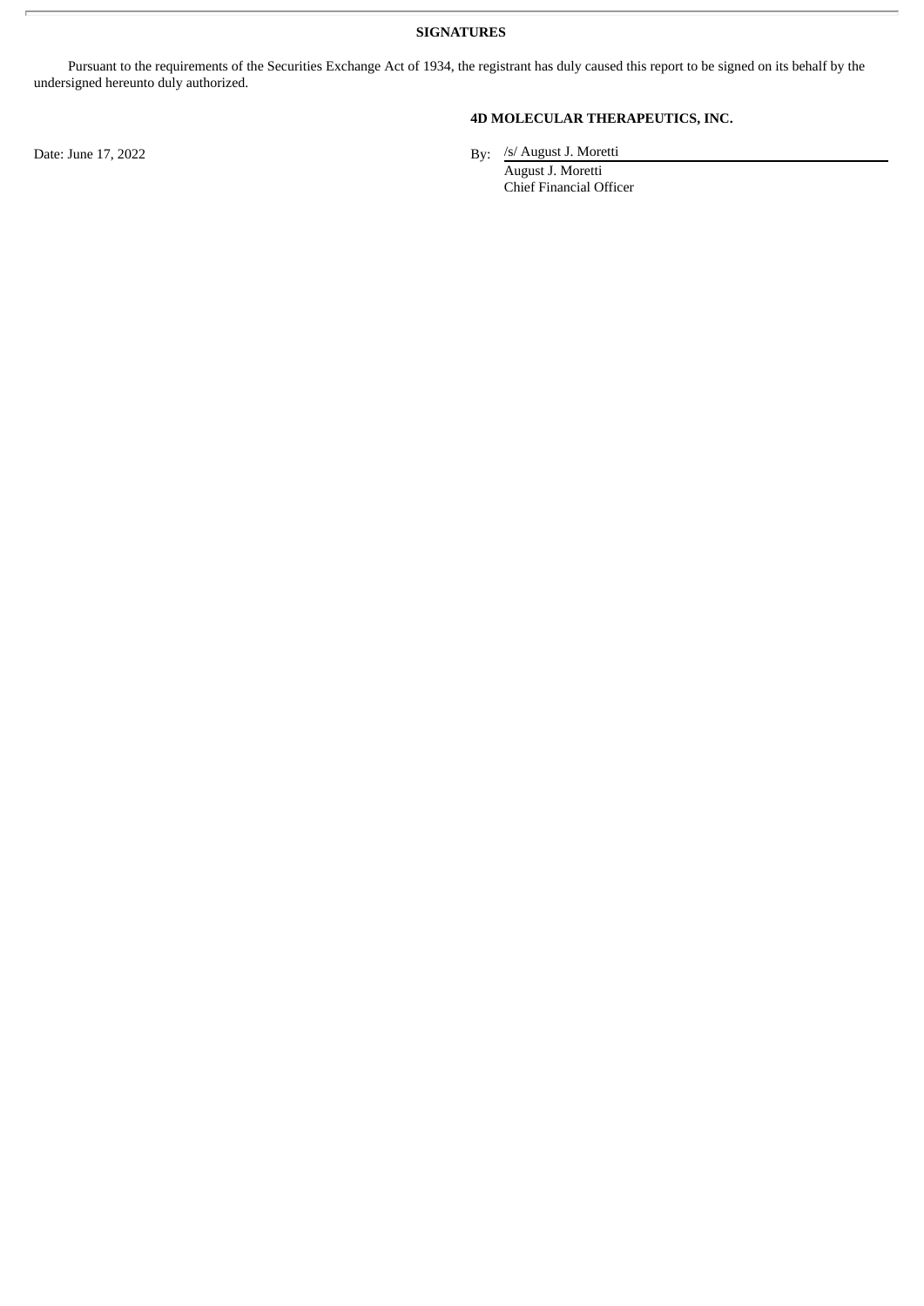**SIGNATURES**

Pursuant to the requirements of the Securities Exchange Act of 1934, the registrant has duly caused this report to be signed on its behalf by the undersigned hereunto duly authorized.

**4D MOLECULAR THERAPEUTICS, INC.**

Date: June 17, 2022

By: /s/ August J. Moretti
August J. Moretti
Chief Financial Officer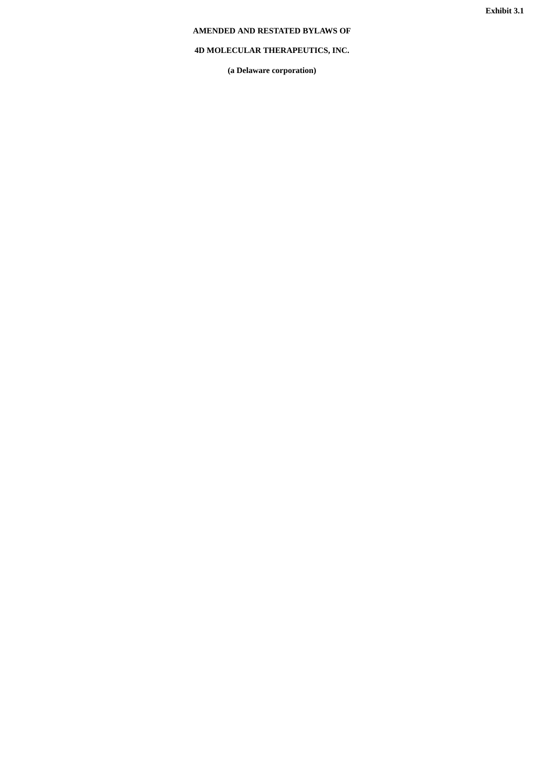Exhibit 3.1

# AMENDED AND RESTATED BYLAWS OF

# 4D MOLECULAR THERAPEUTICS, INC.

**(a Delaware corporation)**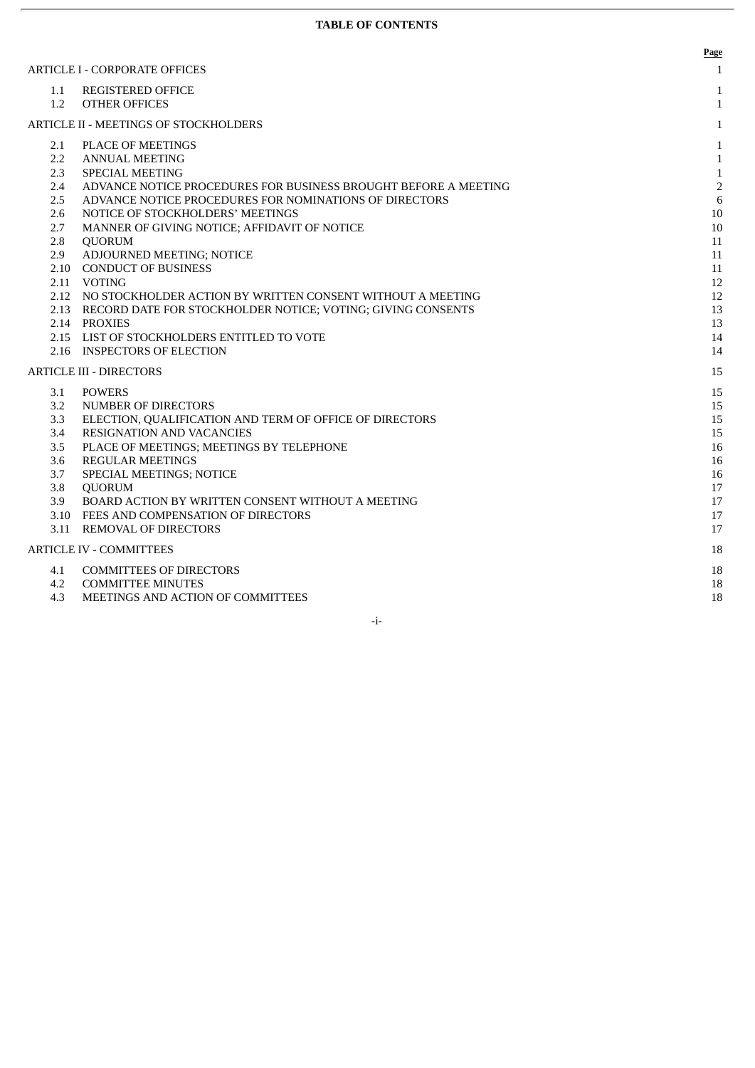**TABLE OF CONTENTS**

| | | Page |
|---|---|---|
| ARTICLE I - CORPORATE OFFICES | | 1 |
| 1.1 | REGISTERED OFFICE | 1 |
| 1.2 | OTHER OFFICES | 1 |
| ARTICLE II - MEETINGS OF STOCKHOLDERS | | 1 |
| 2.1 | PLACE OF MEETINGS | 1 |
| 2.2 | ANNUAL MEETING | 1 |
| 2.3 | SPECIAL MEETING | 1 |
| 2.4 | ADVANCE NOTICE PROCEDURES FOR BUSINESS BROUGHT BEFORE A MEETING | 2 |
| 2.5 | ADVANCE NOTICE PROCEDURES FOR NOMINATIONS OF DIRECTORS | 6 |
| 2.6 | NOTICE OF STOCKHOLDERS' MEETINGS | 10 |
| 2.7 | MANNER OF GIVING NOTICE; AFFIDAVIT OF NOTICE | 10 |
| 2.8 | QUORUM | 11 |
| 2.9 | ADJOURNED MEETING; NOTICE | 11 |
| 2.10 | CONDUCT OF BUSINESS | 11 |
| 2.11 | VOTING | 12 |
| 2.12 | NO STOCKHOLDER ACTION BY WRITTEN CONSENT WITHOUT A MEETING | 12 |
| 2.13 | RECORD DATE FOR STOCKHOLDER NOTICE; VOTING; GIVING CONSENTS | 13 |
| 2.14 | PROXIES | 13 |
| 2.15 | LIST OF STOCKHOLDERS ENTITLED TO VOTE | 14 |
| 2.16 | INSPECTORS OF ELECTION | 14 |
| ARTICLE III - DIRECTORS | | 15 |
| 3.1 | POWERS | 15 |
| 3.2 | NUMBER OF DIRECTORS | 15 |
| 3.3 | ELECTION, QUALIFICATION AND TERM OF OFFICE OF DIRECTORS | 15 |
| 3.4 | RESIGNATION AND VACANCIES | 15 |
| 3.5 | PLACE OF MEETINGS; MEETINGS BY TELEPHONE | 16 |
| 3.6 | REGULAR MEETINGS | 16 |
| 3.7 | SPECIAL MEETINGS; NOTICE | 16 |
| 3.8 | QUORUM | 17 |
| 3.9 | BOARD ACTION BY WRITTEN CONSENT WITHOUT A MEETING | 17 |
| 3.10 | FEES AND COMPENSATION OF DIRECTORS | 17 |
| 3.11 | REMOVAL OF DIRECTORS | 17 |
| ARTICLE IV - COMMITTEES | | 18 |
| 4.1 | COMMITTEES OF DIRECTORS | 18 |
| 4.2 | COMMITTEE MINUTES | 18 |
| 4.3 | MEETINGS AND ACTION OF COMMITTEES | 18 |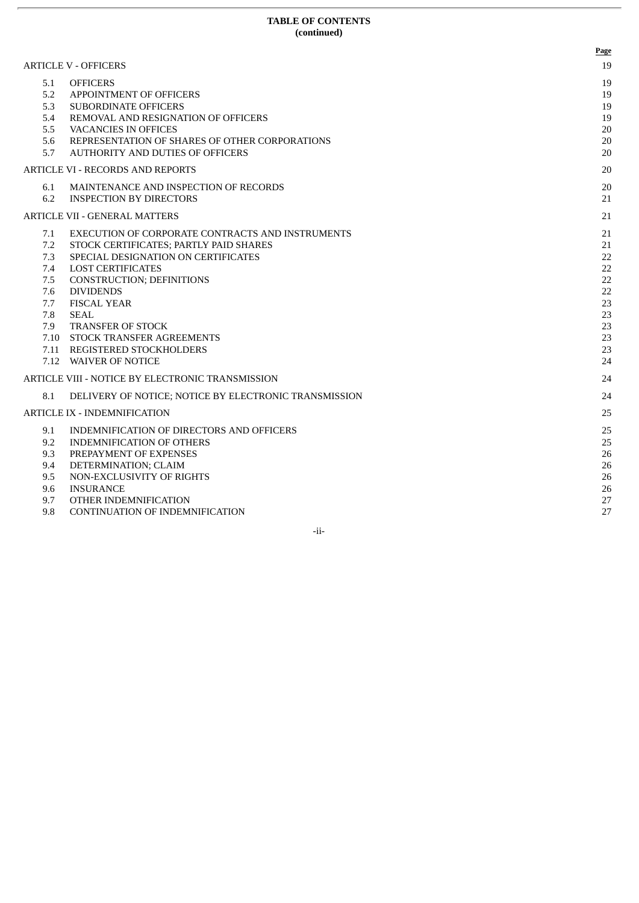**TABLE OF CONTENTS**
**(continued)**

| | | Page |
|---|---|---|
| ARTICLE V - OFFICERS | | 19 |
| 5.1 | OFFICERS | 19 |
| 5.2 | APPOINTMENT OF OFFICERS | 19 |
| 5.3 | SUBORDINATE OFFICERS | 19 |
| 5.4 | REMOVAL AND RESIGNATION OF OFFICERS | 19 |
| 5.5 | VACANCIES IN OFFICES | 20 |
| 5.6 | REPRESENTATION OF SHARES OF OTHER CORPORATIONS | 20 |
| 5.7 | AUTHORITY AND DUTIES OF OFFICERS | 20 |
| ARTICLE VI - RECORDS AND REPORTS | | 20 |
| 6.1 | MAINTENANCE AND INSPECTION OF RECORDS | 20 |
| 6.2 | INSPECTION BY DIRECTORS | 21 |
| ARTICLE VII - GENERAL MATTERS | | 21 |
| 7.1 | EXECUTION OF CORPORATE CONTRACTS AND INSTRUMENTS | 21 |
| 7.2 | STOCK CERTIFICATES; PARTLY PAID SHARES | 21 |
| 7.3 | SPECIAL DESIGNATION ON CERTIFICATES | 22 |
| 7.4 | LOST CERTIFICATES | 22 |
| 7.5 | CONSTRUCTION; DEFINITIONS | 22 |
| 7.6 | DIVIDENDS | 22 |
| 7.7 | FISCAL YEAR | 23 |
| 7.8 | SEAL | 23 |
| 7.9 | TRANSFER OF STOCK | 23 |
| 7.10 | STOCK TRANSFER AGREEMENTS | 23 |
| 7.11 | REGISTERED STOCKHOLDERS | 23 |
| 7.12 | WAIVER OF NOTICE | 24 |
| ARTICLE VIII - NOTICE BY ELECTRONIC TRANSMISSION | | 24 |
| 8.1 | DELIVERY OF NOTICE; NOTICE BY ELECTRONIC TRANSMISSION | 24 |
| ARTICLE IX - INDEMNIFICATION | | 25 |
| 9.1 | INDEMNIFICATION OF DIRECTORS AND OFFICERS | 25 |
| 9.2 | INDEMNIFICATION OF OTHERS | 25 |
| 9.3 | PREPAYMENT OF EXPENSES | 26 |
| 9.4 | DETERMINATION; CLAIM | 26 |
| 9.5 | NON-EXCLUSIVITY OF RIGHTS | 26 |
| 9.6 | INSURANCE | 26 |
| 9.7 | OTHER INDEMNIFICATION | 27 |
| 9.8 | CONTINUATION OF INDEMNIFICATION | 27 |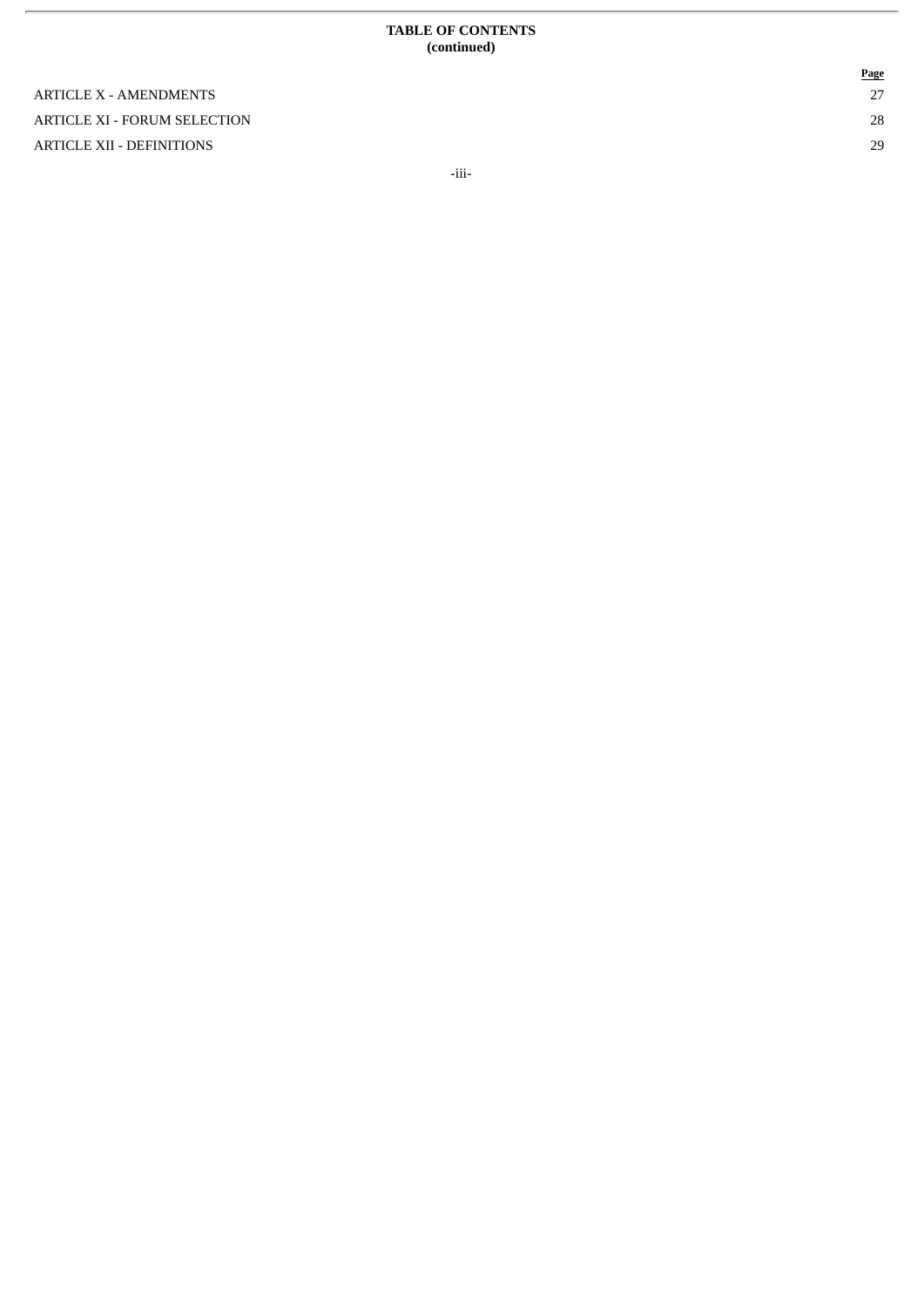**TABLE OF CONTENTS**
**(continued)**

| | Page |
|---|---|
| ARTICLE X - AMENDMENTS | 27 |
| ARTICLE XI - FORUM SELECTION | 28 |
| ARTICLE XII - DEFINITIONS | 29 |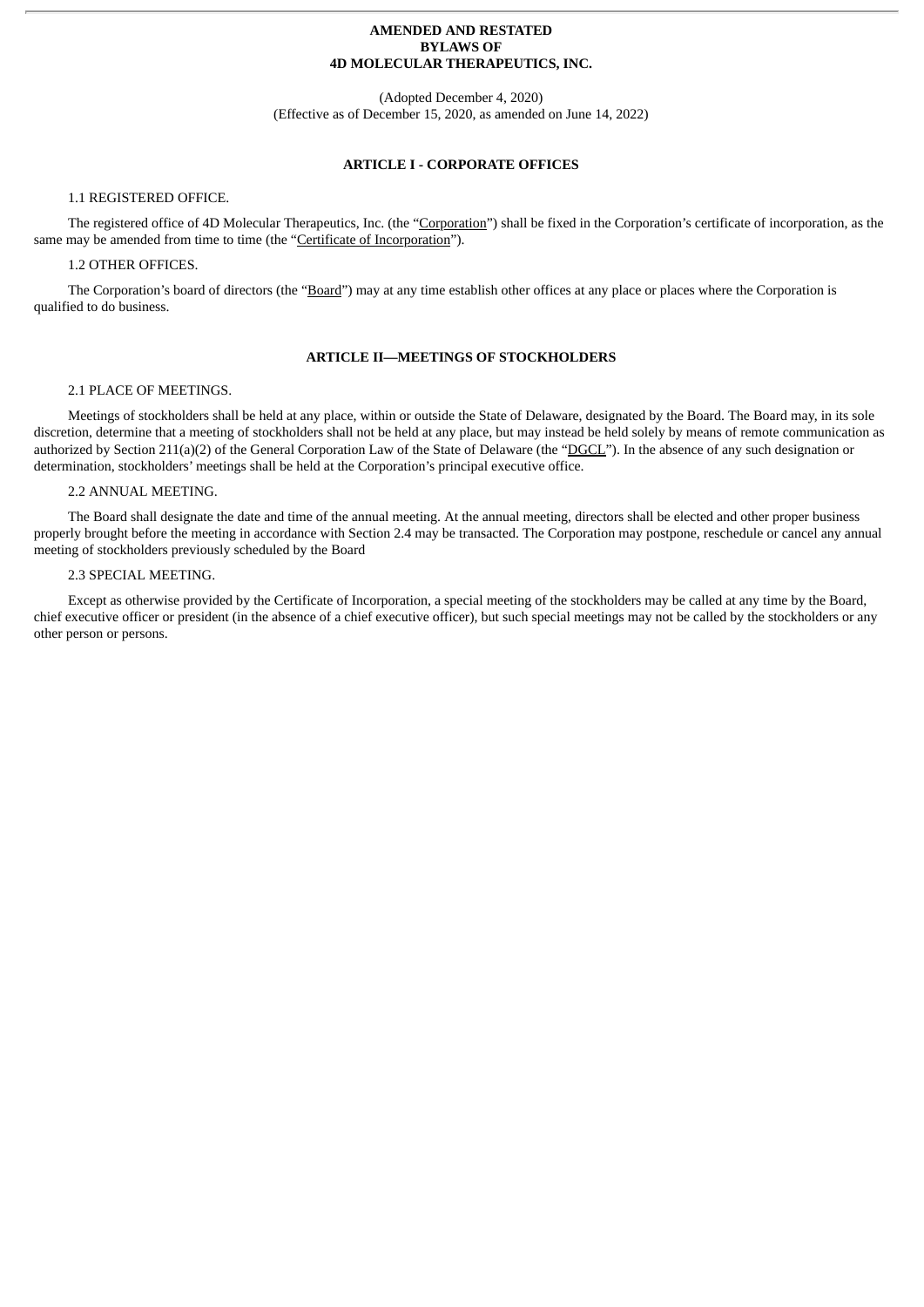**AMENDED AND RESTATED**
**BYLAWS OF**
**4D MOLECULAR THERAPEUTICS, INC.**

(Adopted December 4, 2020)
(Effective as of December 15, 2020, as amended on June 14, 2022)

## ARTICLE I - CORPORATE OFFICES

1.1 REGISTERED OFFICE.

The registered office of 4D Molecular Therapeutics, Inc. (the "Corporation") shall be fixed in the Corporation's certificate of incorporation, as the same may be amended from time to time (the "Certificate of Incorporation").

1.2 OTHER OFFICES.

The Corporation's board of directors (the "Board") may at any time establish other offices at any place or places where the Corporation is qualified to do business.

## ARTICLE II—MEETINGS OF STOCKHOLDERS

2.1 PLACE OF MEETINGS.

Meetings of stockholders shall be held at any place, within or outside the State of Delaware, designated by the Board. The Board may, in its sole discretion, determine that a meeting of stockholders shall not be held at any place, but may instead be held solely by means of remote communication as authorized by Section 211(a)(2) of the General Corporation Law of the State of Delaware (the "DGCL"). In the absence of any such designation or determination, stockholders' meetings shall be held at the Corporation's principal executive office.

2.2 ANNUAL MEETING.

The Board shall designate the date and time of the annual meeting. At the annual meeting, directors shall be elected and other proper business properly brought before the meeting in accordance with Section 2.4 may be transacted. The Corporation may postpone, reschedule or cancel any annual meeting of stockholders previously scheduled by the Board

2.3 SPECIAL MEETING.

Except as otherwise provided by the Certificate of Incorporation, a special meeting of the stockholders may be called at any time by the Board, chief executive officer or president (in the absence of a chief executive officer), but such special meetings may not be called by the stockholders or any other person or persons.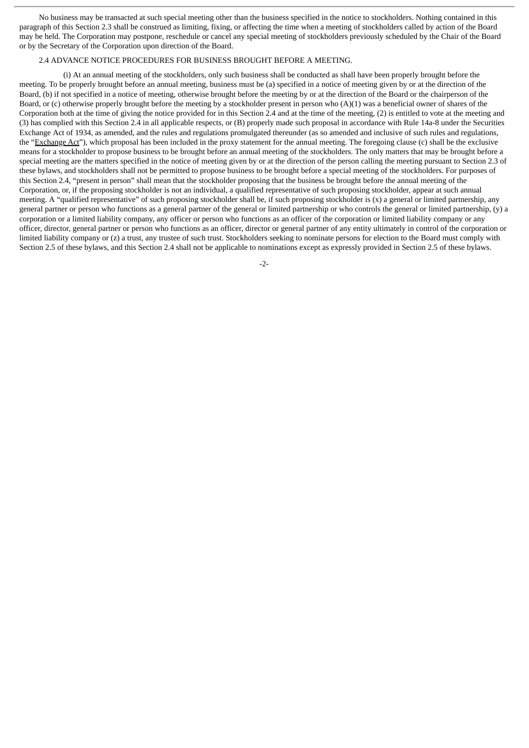No business may be transacted at such special meeting other than the business specified in the notice to stockholders. Nothing contained in this paragraph of this Section 2.3 shall be construed as limiting, fixing, or affecting the time when a meeting of stockholders called by action of the Board may be held. The Corporation may postpone, reschedule or cancel any special meeting of stockholders previously scheduled by the Chair of the Board or by the Secretary of the Corporation upon direction of the Board.

2.4 ADVANCE NOTICE PROCEDURES FOR BUSINESS BROUGHT BEFORE A MEETING.

(i) At an annual meeting of the stockholders, only such business shall be conducted as shall have been properly brought before the meeting. To be properly brought before an annual meeting, business must be (a) specified in a notice of meeting given by or at the direction of the Board, (b) if not specified in a notice of meeting, otherwise brought before the meeting by or at the direction of the Board or the chairperson of the Board, or (c) otherwise properly brought before the meeting by a stockholder present in person who (A)(1) was a beneficial owner of shares of the Corporation both at the time of giving the notice provided for in this Section 2.4 and at the time of the meeting, (2) is entitled to vote at the meeting and (3) has complied with this Section 2.4 in all applicable respects, or (B) properly made such proposal in accordance with Rule 14a-8 under the Securities Exchange Act of 1934, as amended, and the rules and regulations promulgated thereunder (as so amended and inclusive of such rules and regulations, the "Exchange Act"), which proposal has been included in the proxy statement for the annual meeting. The foregoing clause (c) shall be the exclusive means for a stockholder to propose business to be brought before an annual meeting of the stockholders. The only matters that may be brought before a special meeting are the matters specified in the notice of meeting given by or at the direction of the person calling the meeting pursuant to Section 2.3 of these bylaws, and stockholders shall not be permitted to propose business to be brought before a special meeting of the stockholders. For purposes of this Section 2.4, "present in person" shall mean that the stockholder proposing that the business be brought before the annual meeting of the Corporation, or, if the proposing stockholder is not an individual, a qualified representative of such proposing stockholder, appear at such annual meeting. A "qualified representative" of such proposing stockholder shall be, if such proposing stockholder is (x) a general or limited partnership, any general partner or person who functions as a general partner of the general or limited partnership or who controls the general or limited partnership, (y) a corporation or a limited liability company, any officer or person who functions as an officer of the corporation or limited liability company or any officer, director, general partner or person who functions as an officer, director or general partner of any entity ultimately in control of the corporation or limited liability company or (z) a trust, any trustee of such trust. Stockholders seeking to nominate persons for election to the Board must comply with Section 2.5 of these bylaws, and this Section 2.4 shall not be applicable to nominations except as expressly provided in Section 2.5 of these bylaws.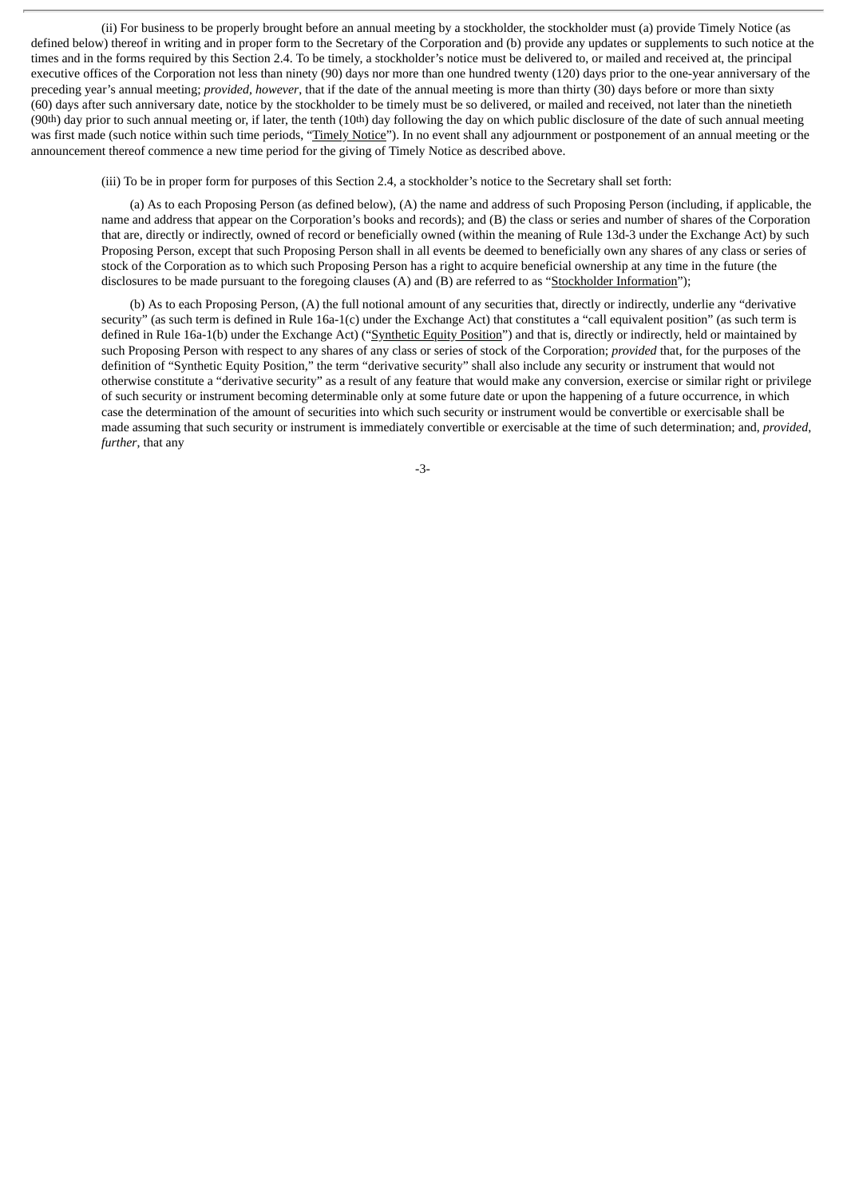(ii) For business to be properly brought before an annual meeting by a stockholder, the stockholder must (a) provide Timely Notice (as defined below) thereof in writing and in proper form to the Secretary of the Corporation and (b) provide any updates or supplements to such notice at the times and in the forms required by this Section 2.4. To be timely, a stockholder's notice must be delivered to, or mailed and received at, the principal executive offices of the Corporation not less than ninety (90) days nor more than one hundred twenty (120) days prior to the one-year anniversary of the preceding year's annual meeting; *provided, however*, that if the date of the annual meeting is more than thirty (30) days before or more than sixty (60) days after such anniversary date, notice by the stockholder to be timely must be so delivered, or mailed and received, not later than the ninetieth (90th) day prior to such annual meeting or, if later, the tenth (10th) day following the day on which public disclosure of the date of such annual meeting was first made (such notice within such time periods, "Timely Notice"). In no event shall any adjournment or postponement of an annual meeting or the announcement thereof commence a new time period for the giving of Timely Notice as described above.

(iii) To be in proper form for purposes of this Section 2.4, a stockholder's notice to the Secretary shall set forth:

(a) As to each Proposing Person (as defined below), (A) the name and address of such Proposing Person (including, if applicable, the name and address that appear on the Corporation's books and records); and (B) the class or series and number of shares of the Corporation that are, directly or indirectly, owned of record or beneficially owned (within the meaning of Rule 13d-3 under the Exchange Act) by such Proposing Person, except that such Proposing Person shall in all events be deemed to beneficially own any shares of any class or series of stock of the Corporation as to which such Proposing Person has a right to acquire beneficial ownership at any time in the future (the disclosures to be made pursuant to the foregoing clauses (A) and (B) are referred to as "Stockholder Information");

(b) As to each Proposing Person, (A) the full notional amount of any securities that, directly or indirectly, underlie any "derivative security" (as such term is defined in Rule 16a-1(c) under the Exchange Act) that constitutes a "call equivalent position" (as such term is defined in Rule 16a-1(b) under the Exchange Act) ("Synthetic Equity Position") and that is, directly or indirectly, held or maintained by such Proposing Person with respect to any shares of any class or series of stock of the Corporation; *provided* that, for the purposes of the definition of "Synthetic Equity Position," the term "derivative security" shall also include any security or instrument that would not otherwise constitute a "derivative security" as a result of any feature that would make any conversion, exercise or similar right or privilege of such security or instrument becoming determinable only at some future date or upon the happening of a future occurrence, in which case the determination of the amount of securities into which such security or instrument would be convertible or exercisable shall be made assuming that such security or instrument is immediately convertible or exercisable at the time of such determination; and, *provided*, *further*, that any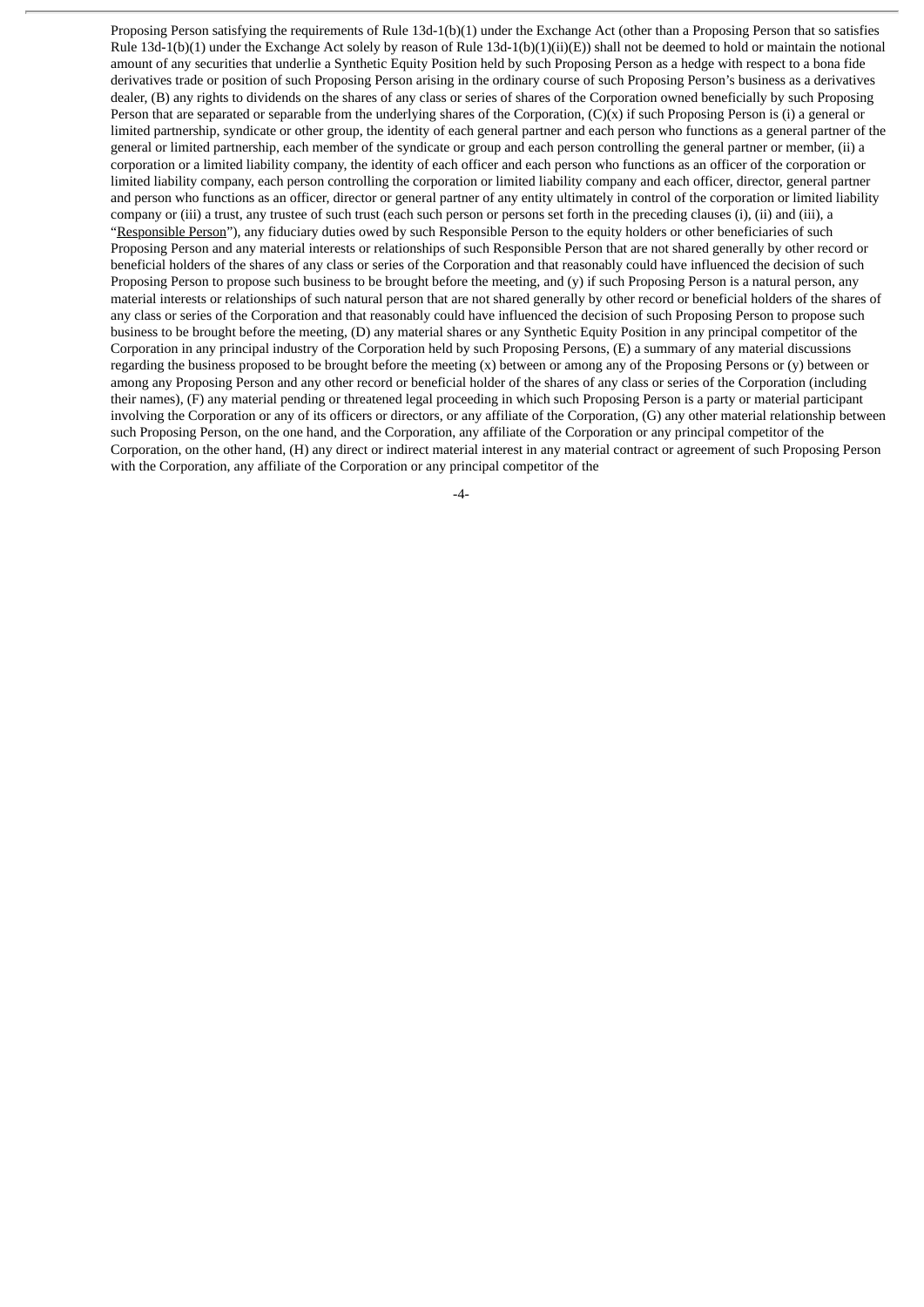Proposing Person satisfying the requirements of Rule 13d-1(b)(1) under the Exchange Act (other than a Proposing Person that so satisfies Rule 13d-1(b)(1) under the Exchange Act solely by reason of Rule 13d-1(b)(1)(ii)(E)) shall not be deemed to hold or maintain the notional amount of any securities that underlie a Synthetic Equity Position held by such Proposing Person as a hedge with respect to a bona fide derivatives trade or position of such Proposing Person arising in the ordinary course of such Proposing Person's business as a derivatives dealer, (B) any rights to dividends on the shares of any class or series of shares of the Corporation owned beneficially by such Proposing Person that are separated or separable from the underlying shares of the Corporation, (C)(x) if such Proposing Person is (i) a general or limited partnership, syndicate or other group, the identity of each general partner and each person who functions as a general partner of the general or limited partnership, each member of the syndicate or group and each person controlling the general partner or member, (ii) a corporation or a limited liability company, the identity of each officer and each person who functions as an officer of the corporation or limited liability company, each person controlling the corporation or limited liability company and each officer, director, general partner and person who functions as an officer, director or general partner of any entity ultimately in control of the corporation or limited liability company or (iii) a trust, any trustee of such trust (each such person or persons set forth in the preceding clauses (i), (ii) and (iii), a "Responsible Person"), any fiduciary duties owed by such Responsible Person to the equity holders or other beneficiaries of such Proposing Person and any material interests or relationships of such Responsible Person that are not shared generally by other record or beneficial holders of the shares of any class or series of the Corporation and that reasonably could have influenced the decision of such Proposing Person to propose such business to be brought before the meeting, and (y) if such Proposing Person is a natural person, any material interests or relationships of such natural person that are not shared generally by other record or beneficial holders of the shares of any class or series of the Corporation and that reasonably could have influenced the decision of such Proposing Person to propose such business to be brought before the meeting, (D) any material shares or any Synthetic Equity Position in any principal competitor of the Corporation in any principal industry of the Corporation held by such Proposing Persons, (E) a summary of any material discussions regarding the business proposed to be brought before the meeting (x) between or among any of the Proposing Persons or (y) between or among any Proposing Person and any other record or beneficial holder of the shares of any class or series of the Corporation (including their names), (F) any material pending or threatened legal proceeding in which such Proposing Person is a party or material participant involving the Corporation or any of its officers or directors, or any affiliate of the Corporation, (G) any other material relationship between such Proposing Person, on the one hand, and the Corporation, any affiliate of the Corporation or any principal competitor of the Corporation, on the other hand, (H) any direct or indirect material interest in any material contract or agreement of such Proposing Person with the Corporation, any affiliate of the Corporation or any principal competitor of the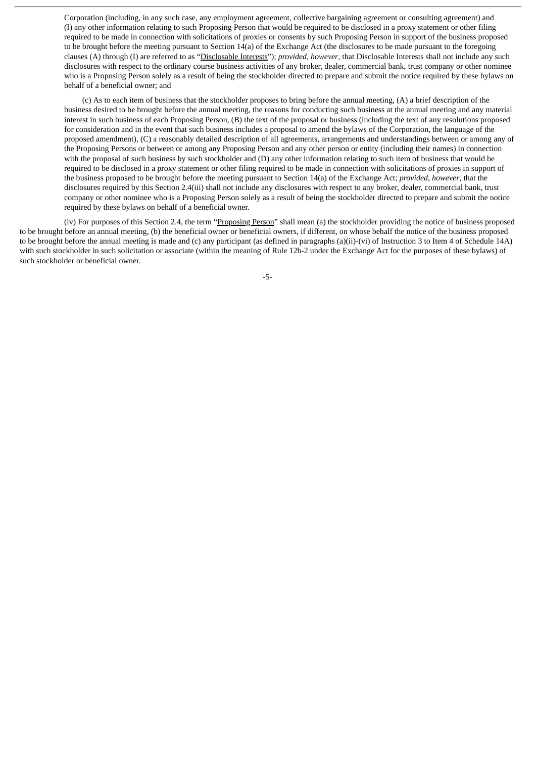Corporation (including, in any such case, any employment agreement, collective bargaining agreement or consulting agreement) and (I) any other information relating to such Proposing Person that would be required to be disclosed in a proxy statement or other filing required to be made in connection with solicitations of proxies or consents by such Proposing Person in support of the business proposed to be brought before the meeting pursuant to Section 14(a) of the Exchange Act (the disclosures to be made pursuant to the foregoing clauses (A) through (I) are referred to as "Disclosable Interests"); *provided*, *however*, that Disclosable Interests shall not include any such disclosures with respect to the ordinary course business activities of any broker, dealer, commercial bank, trust company or other nominee who is a Proposing Person solely as a result of being the stockholder directed to prepare and submit the notice required by these bylaws on behalf of a beneficial owner; and

(c) As to each item of business that the stockholder proposes to bring before the annual meeting, (A) a brief description of the business desired to be brought before the annual meeting, the reasons for conducting such business at the annual meeting and any material interest in such business of each Proposing Person, (B) the text of the proposal or business (including the text of any resolutions proposed for consideration and in the event that such business includes a proposal to amend the bylaws of the Corporation, the language of the proposed amendment), (C) a reasonably detailed description of all agreements, arrangements and understandings between or among any of the Proposing Persons or between or among any Proposing Person and any other person or entity (including their names) in connection with the proposal of such business by such stockholder and (D) any other information relating to such item of business that would be required to be disclosed in a proxy statement or other filing required to be made in connection with solicitations of proxies in support of the business proposed to be brought before the meeting pursuant to Section 14(a) of the Exchange Act; *provided*, *however*, that the disclosures required by this Section 2.4(iii) shall not include any disclosures with respect to any broker, dealer, commercial bank, trust company or other nominee who is a Proposing Person solely as a result of being the stockholder directed to prepare and submit the notice required by these bylaws on behalf of a beneficial owner.

(iv) For purposes of this Section 2.4, the term "Proposing Person" shall mean (a) the stockholder providing the notice of business proposed to be brought before an annual meeting, (b) the beneficial owner or beneficial owners, if different, on whose behalf the notice of the business proposed to be brought before the annual meeting is made and (c) any participant (as defined in paragraphs (a)(ii)-(vi) of Instruction 3 to Item 4 of Schedule 14A) with such stockholder in such solicitation or associate (within the meaning of Rule 12b-2 under the Exchange Act for the purposes of these bylaws) of such stockholder or beneficial owner.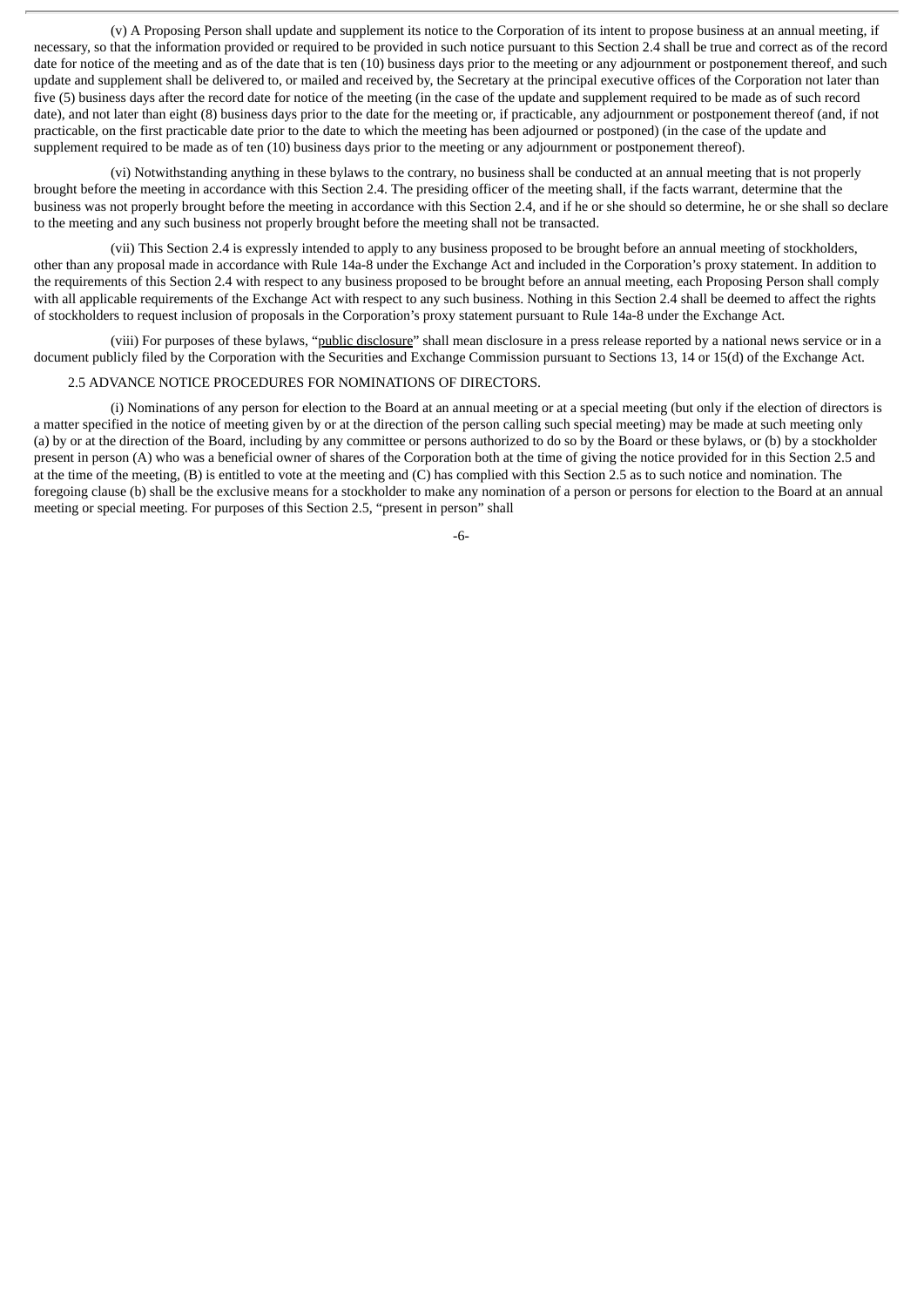(v) A Proposing Person shall update and supplement its notice to the Corporation of its intent to propose business at an annual meeting, if necessary, so that the information provided or required to be provided in such notice pursuant to this Section 2.4 shall be true and correct as of the record date for notice of the meeting and as of the date that is ten (10) business days prior to the meeting or any adjournment or postponement thereof, and such update and supplement shall be delivered to, or mailed and received by, the Secretary at the principal executive offices of the Corporation not later than five (5) business days after the record date for notice of the meeting (in the case of the update and supplement required to be made as of such record date), and not later than eight (8) business days prior to the date for the meeting or, if practicable, any adjournment or postponement thereof (and, if not practicable, on the first practicable date prior to the date to which the meeting has been adjourned or postponed) (in the case of the update and supplement required to be made as of ten (10) business days prior to the meeting or any adjournment or postponement thereof).

(vi) Notwithstanding anything in these bylaws to the contrary, no business shall be conducted at an annual meeting that is not properly brought before the meeting in accordance with this Section 2.4. The presiding officer of the meeting shall, if the facts warrant, determine that the business was not properly brought before the meeting in accordance with this Section 2.4, and if he or she should so determine, he or she shall so declare to the meeting and any such business not properly brought before the meeting shall not be transacted.

(vii) This Section 2.4 is expressly intended to apply to any business proposed to be brought before an annual meeting of stockholders, other than any proposal made in accordance with Rule 14a-8 under the Exchange Act and included in the Corporation's proxy statement. In addition to the requirements of this Section 2.4 with respect to any business proposed to be brought before an annual meeting, each Proposing Person shall comply with all applicable requirements of the Exchange Act with respect to any such business. Nothing in this Section 2.4 shall be deemed to affect the rights of stockholders to request inclusion of proposals in the Corporation's proxy statement pursuant to Rule 14a-8 under the Exchange Act.

(viii) For purposes of these bylaws, "public disclosure" shall mean disclosure in a press release reported by a national news service or in a document publicly filed by the Corporation with the Securities and Exchange Commission pursuant to Sections 13, 14 or 15(d) of the Exchange Act.

2.5 ADVANCE NOTICE PROCEDURES FOR NOMINATIONS OF DIRECTORS.

(i) Nominations of any person for election to the Board at an annual meeting or at a special meeting (but only if the election of directors is a matter specified in the notice of meeting given by or at the direction of the person calling such special meeting) may be made at such meeting only (a) by or at the direction of the Board, including by any committee or persons authorized to do so by the Board or these bylaws, or (b) by a stockholder present in person (A) who was a beneficial owner of shares of the Corporation both at the time of giving the notice provided for in this Section 2.5 and at the time of the meeting, (B) is entitled to vote at the meeting and (C) has complied with this Section 2.5 as to such notice and nomination. The foregoing clause (b) shall be the exclusive means for a stockholder to make any nomination of a person or persons for election to the Board at an annual meeting or special meeting. For purposes of this Section 2.5, "present in person" shall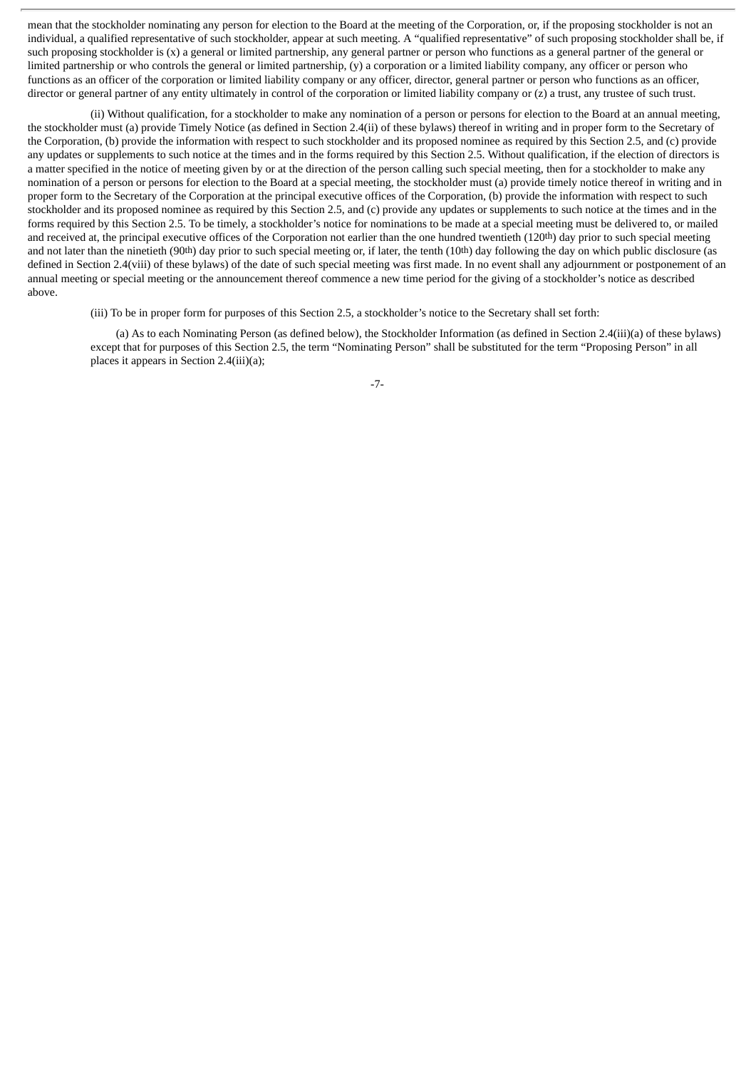mean that the stockholder nominating any person for election to the Board at the meeting of the Corporation, or, if the proposing stockholder is not an individual, a qualified representative of such stockholder, appear at such meeting. A "qualified representative" of such proposing stockholder shall be, if such proposing stockholder is (x) a general or limited partnership, any general partner or person who functions as a general partner of the general or limited partnership or who controls the general or limited partnership, (y) a corporation or a limited liability company, any officer or person who functions as an officer of the corporation or limited liability company or any officer, director, general partner or person who functions as an officer, director or general partner of any entity ultimately in control of the corporation or limited liability company or (z) a trust, any trustee of such trust.

(ii) Without qualification, for a stockholder to make any nomination of a person or persons for election to the Board at an annual meeting, the stockholder must (a) provide Timely Notice (as defined in Section 2.4(ii) of these bylaws) thereof in writing and in proper form to the Secretary of the Corporation, (b) provide the information with respect to such stockholder and its proposed nominee as required by this Section 2.5, and (c) provide any updates or supplements to such notice at the times and in the forms required by this Section 2.5. Without qualification, if the election of directors is a matter specified in the notice of meeting given by or at the direction of the person calling such special meeting, then for a stockholder to make any nomination of a person or persons for election to the Board at a special meeting, the stockholder must (a) provide timely notice thereof in writing and in proper form to the Secretary of the Corporation at the principal executive offices of the Corporation, (b) provide the information with respect to such stockholder and its proposed nominee as required by this Section 2.5, and (c) provide any updates or supplements to such notice at the times and in the forms required by this Section 2.5. To be timely, a stockholder's notice for nominations to be made at a special meeting must be delivered to, or mailed and received at, the principal executive offices of the Corporation not earlier than the one hundred twentieth (120th) day prior to such special meeting and not later than the ninetieth (90th) day prior to such special meeting or, if later, the tenth (10th) day following the day on which public disclosure (as defined in Section 2.4(viii) of these bylaws) of the date of such special meeting was first made. In no event shall any adjournment or postponement of an annual meeting or special meeting or the announcement thereof commence a new time period for the giving of a stockholder's notice as described above.

(iii) To be in proper form for purposes of this Section 2.5, a stockholder's notice to the Secretary shall set forth:

(a) As to each Nominating Person (as defined below), the Stockholder Information (as defined in Section 2.4(iii)(a) of these bylaws) except that for purposes of this Section 2.5, the term "Nominating Person" shall be substituted for the term "Proposing Person" in all places it appears in Section 2.4(iii)(a);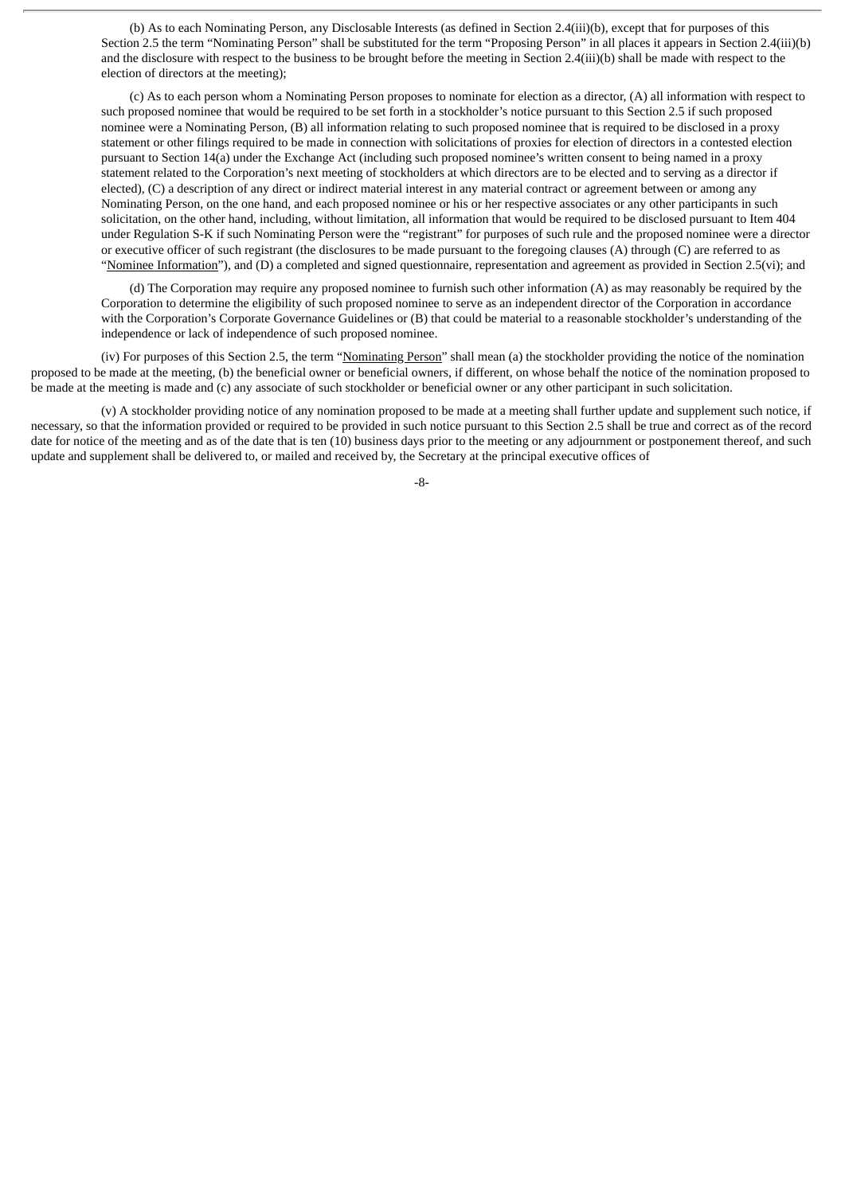(b) As to each Nominating Person, any Disclosable Interests (as defined in Section 2.4(iii)(b), except that for purposes of this Section 2.5 the term "Nominating Person" shall be substituted for the term "Proposing Person" in all places it appears in Section 2.4(iii)(b) and the disclosure with respect to the business to be brought before the meeting in Section 2.4(iii)(b) shall be made with respect to the election of directors at the meeting);

(c) As to each person whom a Nominating Person proposes to nominate for election as a director, (A) all information with respect to such proposed nominee that would be required to be set forth in a stockholder's notice pursuant to this Section 2.5 if such proposed nominee were a Nominating Person, (B) all information relating to such proposed nominee that is required to be disclosed in a proxy statement or other filings required to be made in connection with solicitations of proxies for election of directors in a contested election pursuant to Section 14(a) under the Exchange Act (including such proposed nominee's written consent to being named in a proxy statement related to the Corporation's next meeting of stockholders at which directors are to be elected and to serving as a director if elected), (C) a description of any direct or indirect material interest in any material contract or agreement between or among any Nominating Person, on the one hand, and each proposed nominee or his or her respective associates or any other participants in such solicitation, on the other hand, including, without limitation, all information that would be required to be disclosed pursuant to Item 404 under Regulation S-K if such Nominating Person were the "registrant" for purposes of such rule and the proposed nominee were a director or executive officer of such registrant (the disclosures to be made pursuant to the foregoing clauses (A) through (C) are referred to as "Nominee Information"), and (D) a completed and signed questionnaire, representation and agreement as provided in Section 2.5(vi); and

(d) The Corporation may require any proposed nominee to furnish such other information (A) as may reasonably be required by the Corporation to determine the eligibility of such proposed nominee to serve as an independent director of the Corporation in accordance with the Corporation's Corporate Governance Guidelines or (B) that could be material to a reasonable stockholder's understanding of the independence or lack of independence of such proposed nominee.

(iv) For purposes of this Section 2.5, the term "Nominating Person" shall mean (a) the stockholder providing the notice of the nomination proposed to be made at the meeting, (b) the beneficial owner or beneficial owners, if different, on whose behalf the notice of the nomination proposed to be made at the meeting is made and (c) any associate of such stockholder or beneficial owner or any other participant in such solicitation.

(v) A stockholder providing notice of any nomination proposed to be made at a meeting shall further update and supplement such notice, if necessary, so that the information provided or required to be provided in such notice pursuant to this Section 2.5 shall be true and correct as of the record date for notice of the meeting and as of the date that is ten (10) business days prior to the meeting or any adjournment or postponement thereof, and such update and supplement shall be delivered to, or mailed and received by, the Secretary at the principal executive offices of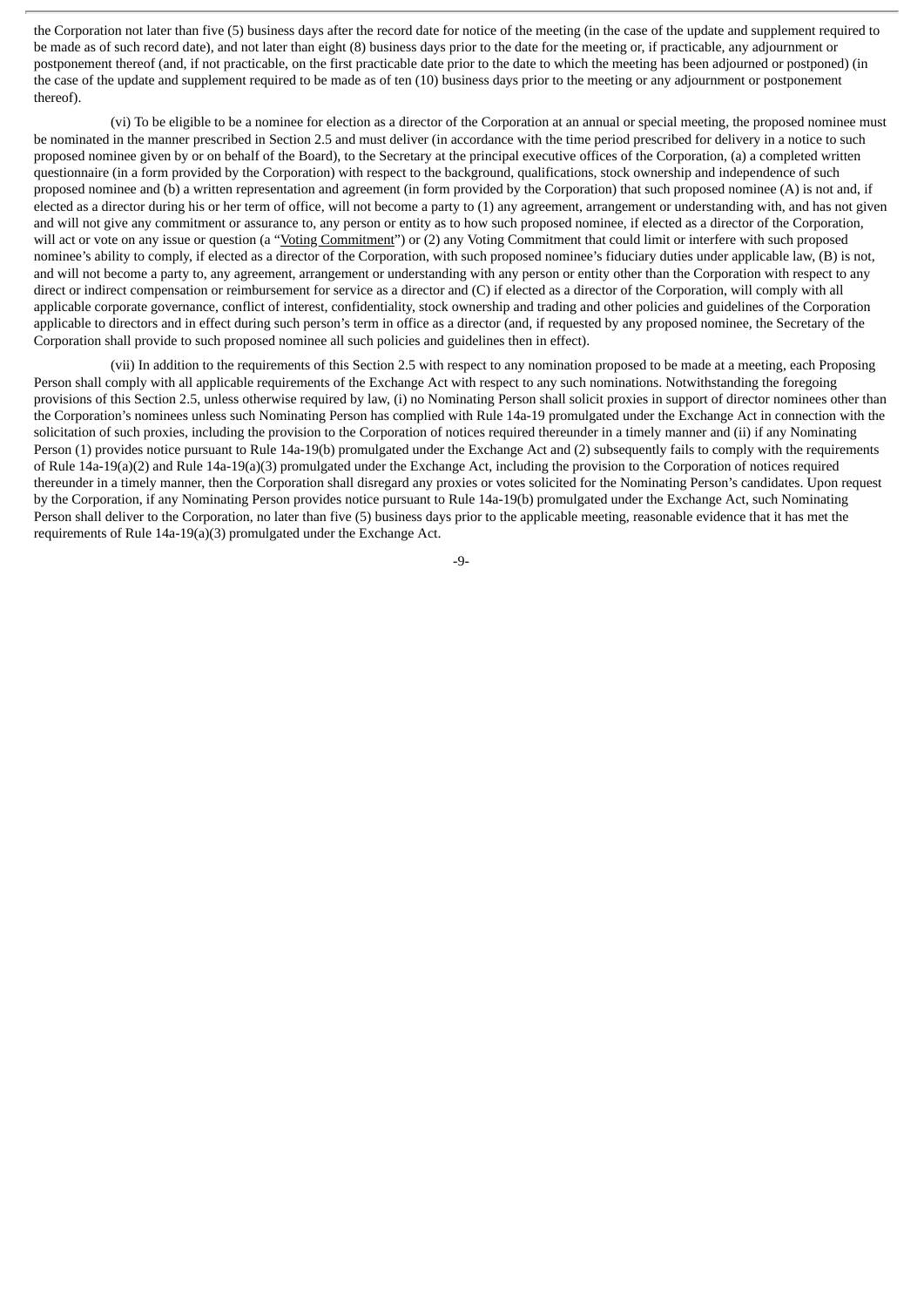the Corporation not later than five (5) business days after the record date for notice of the meeting (in the case of the update and supplement required to be made as of such record date), and not later than eight (8) business days prior to the date for the meeting or, if practicable, any adjournment or postponement thereof (and, if not practicable, on the first practicable date prior to the date to which the meeting has been adjourned or postponed) (in the case of the update and supplement required to be made as of ten (10) business days prior to the meeting or any adjournment or postponement thereof).

(vi) To be eligible to be a nominee for election as a director of the Corporation at an annual or special meeting, the proposed nominee must be nominated in the manner prescribed in Section 2.5 and must deliver (in accordance with the time period prescribed for delivery in a notice to such proposed nominee given by or on behalf of the Board), to the Secretary at the principal executive offices of the Corporation, (a) a completed written questionnaire (in a form provided by the Corporation) with respect to the background, qualifications, stock ownership and independence of such proposed nominee and (b) a written representation and agreement (in form provided by the Corporation) that such proposed nominee (A) is not and, if elected as a director during his or her term of office, will not become a party to (1) any agreement, arrangement or understanding with, and has not given and will not give any commitment or assurance to, any person or entity as to how such proposed nominee, if elected as a director of the Corporation, will act or vote on any issue or question (a "Voting Commitment") or (2) any Voting Commitment that could limit or interfere with such proposed nominee's ability to comply, if elected as a director of the Corporation, with such proposed nominee's fiduciary duties under applicable law, (B) is not, and will not become a party to, any agreement, arrangement or understanding with any person or entity other than the Corporation with respect to any direct or indirect compensation or reimbursement for service as a director and (C) if elected as a director of the Corporation, will comply with all applicable corporate governance, conflict of interest, confidentiality, stock ownership and trading and other policies and guidelines of the Corporation applicable to directors and in effect during such person's term in office as a director (and, if requested by any proposed nominee, the Secretary of the Corporation shall provide to such proposed nominee all such policies and guidelines then in effect).

(vii) In addition to the requirements of this Section 2.5 with respect to any nomination proposed to be made at a meeting, each Proposing Person shall comply with all applicable requirements of the Exchange Act with respect to any such nominations. Notwithstanding the foregoing provisions of this Section 2.5, unless otherwise required by law, (i) no Nominating Person shall solicit proxies in support of director nominees other than the Corporation's nominees unless such Nominating Person has complied with Rule 14a-19 promulgated under the Exchange Act in connection with the solicitation of such proxies, including the provision to the Corporation of notices required thereunder in a timely manner and (ii) if any Nominating Person (1) provides notice pursuant to Rule 14a-19(b) promulgated under the Exchange Act and (2) subsequently fails to comply with the requirements of Rule 14a-19(a)(2) and Rule 14a-19(a)(3) promulgated under the Exchange Act, including the provision to the Corporation of notices required thereunder in a timely manner, then the Corporation shall disregard any proxies or votes solicited for the Nominating Person's candidates. Upon request by the Corporation, if any Nominating Person provides notice pursuant to Rule 14a-19(b) promulgated under the Exchange Act, such Nominating Person shall deliver to the Corporation, no later than five (5) business days prior to the applicable meeting, reasonable evidence that it has met the requirements of Rule 14a-19(a)(3) promulgated under the Exchange Act.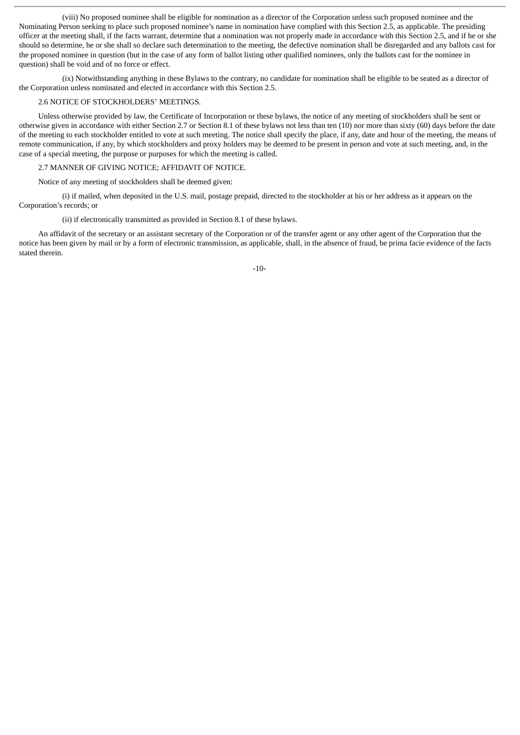(viii) No proposed nominee shall be eligible for nomination as a director of the Corporation unless such proposed nominee and the Nominating Person seeking to place such proposed nominee's name in nomination have complied with this Section 2.5, as applicable. The presiding officer at the meeting shall, if the facts warrant, determine that a nomination was not properly made in accordance with this Section 2.5, and if he or she should so determine, he or she shall so declare such determination to the meeting, the defective nomination shall be disregarded and any ballots cast for the proposed nominee in question (but in the case of any form of ballot listing other qualified nominees, only the ballots cast for the nominee in question) shall be void and of no force or effect.

(ix) Notwithstanding anything in these Bylaws to the contrary, no candidate for nomination shall be eligible to be seated as a director of the Corporation unless nominated and elected in accordance with this Section 2.5.

2.6 NOTICE OF STOCKHOLDERS' MEETINGS.

Unless otherwise provided by law, the Certificate of Incorporation or these bylaws, the notice of any meeting of stockholders shall be sent or otherwise given in accordance with either Section 2.7 or Section 8.1 of these bylaws not less than ten (10) nor more than sixty (60) days before the date of the meeting to each stockholder entitled to vote at such meeting. The notice shall specify the place, if any, date and hour of the meeting, the means of remote communication, if any, by which stockholders and proxy holders may be deemed to be present in person and vote at such meeting, and, in the case of a special meeting, the purpose or purposes for which the meeting is called.

2.7 MANNER OF GIVING NOTICE; AFFIDAVIT OF NOTICE.

Notice of any meeting of stockholders shall be deemed given:

(i) if mailed, when deposited in the U.S. mail, postage prepaid, directed to the stockholder at his or her address as it appears on the Corporation's records; or

(ii) if electronically transmitted as provided in Section 8.1 of these bylaws.

An affidavit of the secretary or an assistant secretary of the Corporation or of the transfer agent or any other agent of the Corporation that the notice has been given by mail or by a form of electronic transmission, as applicable, shall, in the absence of fraud, be prima facie evidence of the facts stated therein.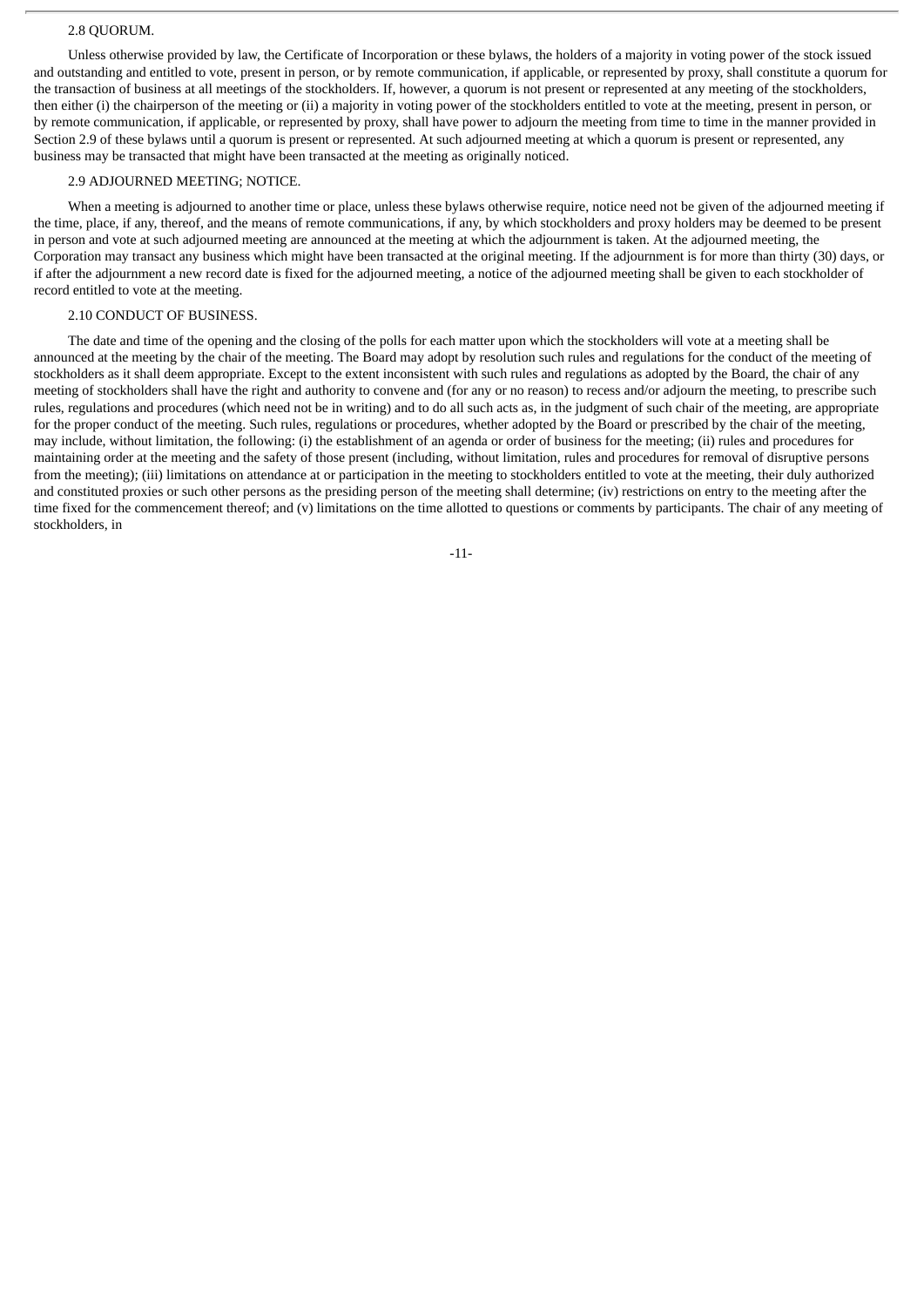### 2.8 QUORUM.

Unless otherwise provided by law, the Certificate of Incorporation or these bylaws, the holders of a majority in voting power of the stock issued and outstanding and entitled to vote, present in person, or by remote communication, if applicable, or represented by proxy, shall constitute a quorum for the transaction of business at all meetings of the stockholders. If, however, a quorum is not present or represented at any meeting of the stockholders, then either (i) the chairperson of the meeting or (ii) a majority in voting power of the stockholders entitled to vote at the meeting, present in person, or by remote communication, if applicable, or represented by proxy, shall have power to adjourn the meeting from time to time in the manner provided in Section 2.9 of these bylaws until a quorum is present or represented. At such adjourned meeting at which a quorum is present or represented, any business may be transacted that might have been transacted at the meeting as originally noticed.

### 2.9 ADJOURNED MEETING; NOTICE.

When a meeting is adjourned to another time or place, unless these bylaws otherwise require, notice need not be given of the adjourned meeting if the time, place, if any, thereof, and the means of remote communications, if any, by which stockholders and proxy holders may be deemed to be present in person and vote at such adjourned meeting are announced at the meeting at which the adjournment is taken. At the adjourned meeting, the Corporation may transact any business which might have been transacted at the original meeting. If the adjournment is for more than thirty (30) days, or if after the adjournment a new record date is fixed for the adjourned meeting, a notice of the adjourned meeting shall be given to each stockholder of record entitled to vote at the meeting.

### 2.10 CONDUCT OF BUSINESS.

The date and time of the opening and the closing of the polls for each matter upon which the stockholders will vote at a meeting shall be announced at the meeting by the chair of the meeting. The Board may adopt by resolution such rules and regulations for the conduct of the meeting of stockholders as it shall deem appropriate. Except to the extent inconsistent with such rules and regulations as adopted by the Board, the chair of any meeting of stockholders shall have the right and authority to convene and (for any or no reason) to recess and/or adjourn the meeting, to prescribe such rules, regulations and procedures (which need not be in writing) and to do all such acts as, in the judgment of such chair of the meeting, are appropriate for the proper conduct of the meeting. Such rules, regulations or procedures, whether adopted by the Board or prescribed by the chair of the meeting, may include, without limitation, the following: (i) the establishment of an agenda or order of business for the meeting; (ii) rules and procedures for maintaining order at the meeting and the safety of those present (including, without limitation, rules and procedures for removal of disruptive persons from the meeting); (iii) limitations on attendance at or participation in the meeting to stockholders entitled to vote at the meeting, their duly authorized and constituted proxies or such other persons as the presiding person of the meeting shall determine; (iv) restrictions on entry to the meeting after the time fixed for the commencement thereof; and (v) limitations on the time allotted to questions or comments by participants. The chair of any meeting of stockholders, in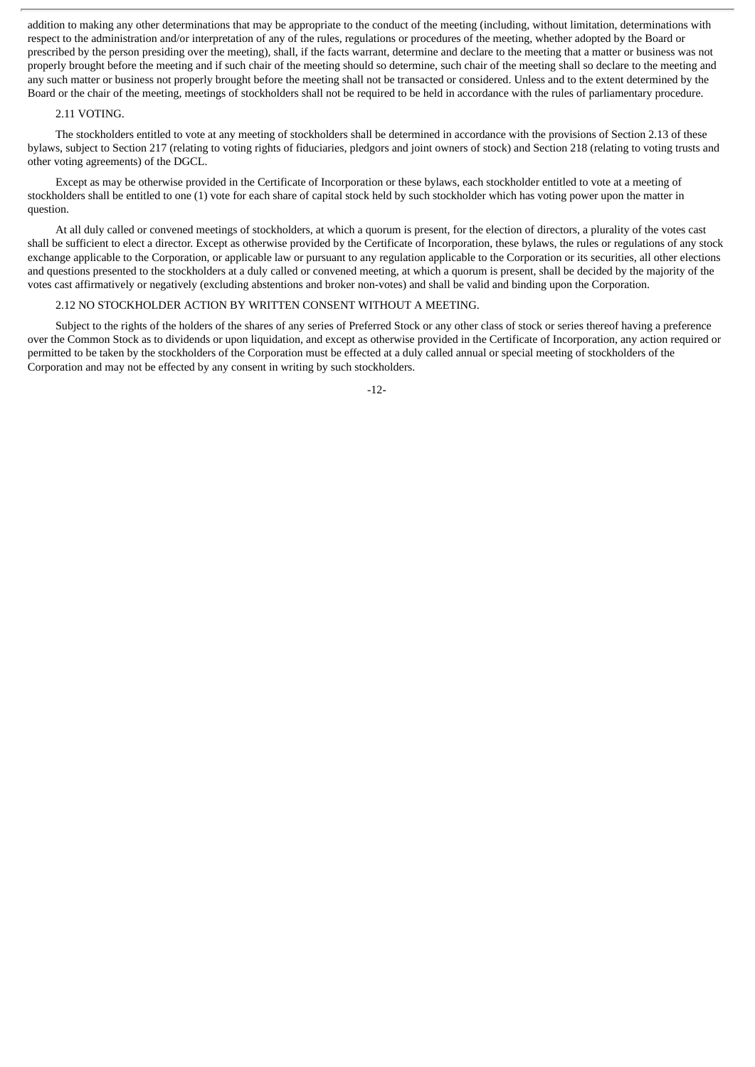addition to making any other determinations that may be appropriate to the conduct of the meeting (including, without limitation, determinations with respect to the administration and/or interpretation of any of the rules, regulations or procedures of the meeting, whether adopted by the Board or prescribed by the person presiding over the meeting), shall, if the facts warrant, determine and declare to the meeting that a matter or business was not properly brought before the meeting and if such chair of the meeting should so determine, such chair of the meeting shall so declare to the meeting and any such matter or business not properly brought before the meeting shall not be transacted or considered. Unless and to the extent determined by the Board or the chair of the meeting, meetings of stockholders shall not be required to be held in accordance with the rules of parliamentary procedure.

2.11 VOTING.

The stockholders entitled to vote at any meeting of stockholders shall be determined in accordance with the provisions of Section 2.13 of these bylaws, subject to Section 217 (relating to voting rights of fiduciaries, pledgors and joint owners of stock) and Section 218 (relating to voting trusts and other voting agreements) of the DGCL.

Except as may be otherwise provided in the Certificate of Incorporation or these bylaws, each stockholder entitled to vote at a meeting of stockholders shall be entitled to one (1) vote for each share of capital stock held by such stockholder which has voting power upon the matter in question.

At all duly called or convened meetings of stockholders, at which a quorum is present, for the election of directors, a plurality of the votes cast shall be sufficient to elect a director. Except as otherwise provided by the Certificate of Incorporation, these bylaws, the rules or regulations of any stock exchange applicable to the Corporation, or applicable law or pursuant to any regulation applicable to the Corporation or its securities, all other elections and questions presented to the stockholders at a duly called or convened meeting, at which a quorum is present, shall be decided by the majority of the votes cast affirmatively or negatively (excluding abstentions and broker non-votes) and shall be valid and binding upon the Corporation.

2.12 NO STOCKHOLDER ACTION BY WRITTEN CONSENT WITHOUT A MEETING.

Subject to the rights of the holders of the shares of any series of Preferred Stock or any other class of stock or series thereof having a preference over the Common Stock as to dividends or upon liquidation, and except as otherwise provided in the Certificate of Incorporation, any action required or permitted to be taken by the stockholders of the Corporation must be effected at a duly called annual or special meeting of stockholders of the Corporation and may not be effected by any consent in writing by such stockholders.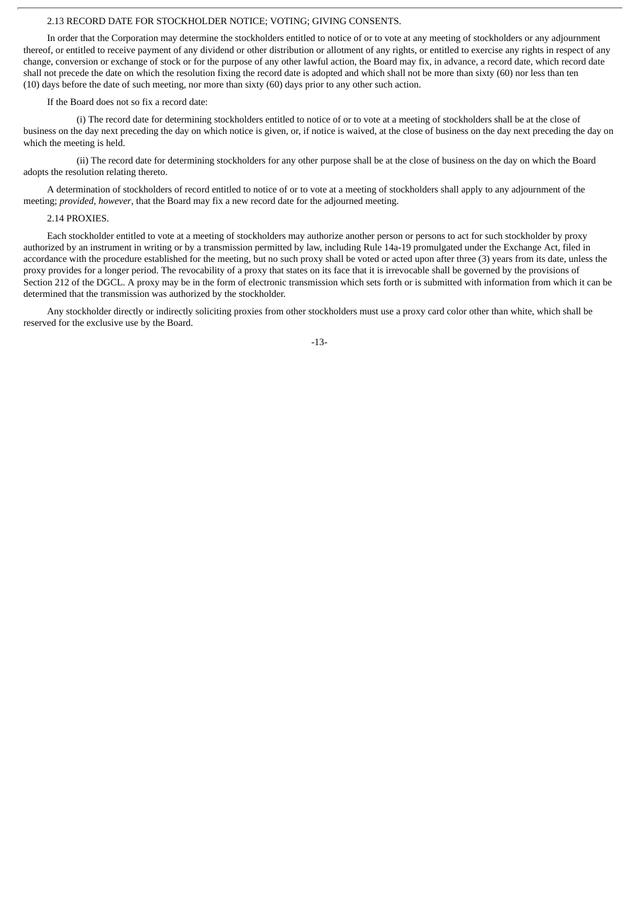2.13 RECORD DATE FOR STOCKHOLDER NOTICE; VOTING; GIVING CONSENTS.

In order that the Corporation may determine the stockholders entitled to notice of or to vote at any meeting of stockholders or any adjournment thereof, or entitled to receive payment of any dividend or other distribution or allotment of any rights, or entitled to exercise any rights in respect of any change, conversion or exchange of stock or for the purpose of any other lawful action, the Board may fix, in advance, a record date, which record date shall not precede the date on which the resolution fixing the record date is adopted and which shall not be more than sixty (60) nor less than ten (10) days before the date of such meeting, nor more than sixty (60) days prior to any other such action.

If the Board does not so fix a record date:

(i) The record date for determining stockholders entitled to notice of or to vote at a meeting of stockholders shall be at the close of business on the day next preceding the day on which notice is given, or, if notice is waived, at the close of business on the day next preceding the day on which the meeting is held.

(ii) The record date for determining stockholders for any other purpose shall be at the close of business on the day on which the Board adopts the resolution relating thereto.

A determination of stockholders of record entitled to notice of or to vote at a meeting of stockholders shall apply to any adjournment of the meeting; *provided, however*, that the Board may fix a new record date for the adjourned meeting.

2.14 PROXIES.

Each stockholder entitled to vote at a meeting of stockholders may authorize another person or persons to act for such stockholder by proxy authorized by an instrument in writing or by a transmission permitted by law, including Rule 14a-19 promulgated under the Exchange Act, filed in accordance with the procedure established for the meeting, but no such proxy shall be voted or acted upon after three (3) years from its date, unless the proxy provides for a longer period. The revocability of a proxy that states on its face that it is irrevocable shall be governed by the provisions of Section 212 of the DGCL. A proxy may be in the form of electronic transmission which sets forth or is submitted with information from which it can be determined that the transmission was authorized by the stockholder.

Any stockholder directly or indirectly soliciting proxies from other stockholders must use a proxy card color other than white, which shall be reserved for the exclusive use by the Board.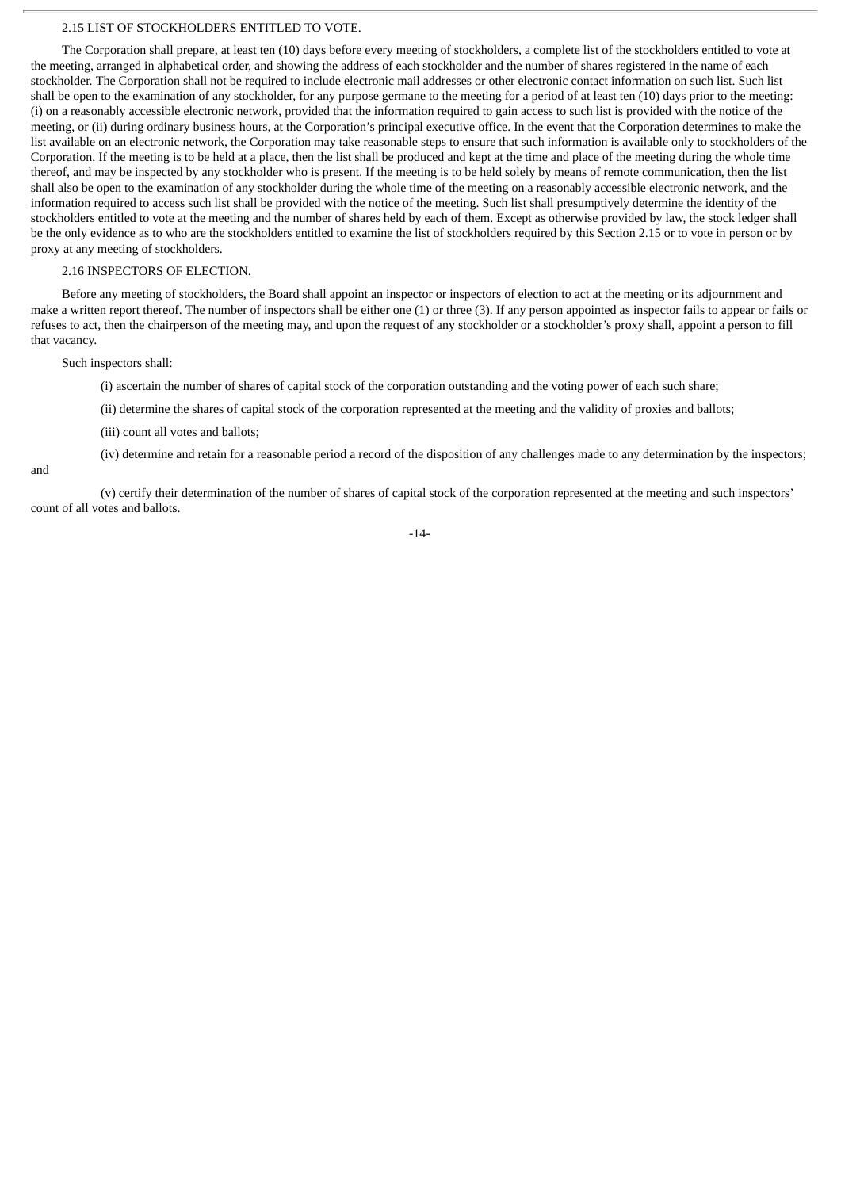### 2.15 LIST OF STOCKHOLDERS ENTITLED TO VOTE.

The Corporation shall prepare, at least ten (10) days before every meeting of stockholders, a complete list of the stockholders entitled to vote at the meeting, arranged in alphabetical order, and showing the address of each stockholder and the number of shares registered in the name of each stockholder. The Corporation shall not be required to include electronic mail addresses or other electronic contact information on such list. Such list shall be open to the examination of any stockholder, for any purpose germane to the meeting for a period of at least ten (10) days prior to the meeting: (i) on a reasonably accessible electronic network, provided that the information required to gain access to such list is provided with the notice of the meeting, or (ii) during ordinary business hours, at the Corporation's principal executive office. In the event that the Corporation determines to make the list available on an electronic network, the Corporation may take reasonable steps to ensure that such information is available only to stockholders of the Corporation. If the meeting is to be held at a place, then the list shall be produced and kept at the time and place of the meeting during the whole time thereof, and may be inspected by any stockholder who is present. If the meeting is to be held solely by means of remote communication, then the list shall also be open to the examination of any stockholder during the whole time of the meeting on a reasonably accessible electronic network, and the information required to access such list shall be provided with the notice of the meeting. Such list shall presumptively determine the identity of the stockholders entitled to vote at the meeting and the number of shares held by each of them. Except as otherwise provided by law, the stock ledger shall be the only evidence as to who are the stockholders entitled to examine the list of stockholders required by this Section 2.15 or to vote in person or by proxy at any meeting of stockholders.

### 2.16 INSPECTORS OF ELECTION.

Before any meeting of stockholders, the Board shall appoint an inspector or inspectors of election to act at the meeting or its adjournment and make a written report thereof. The number of inspectors shall be either one (1) or three (3). If any person appointed as inspector fails to appear or fails or refuses to act, then the chairperson of the meeting may, and upon the request of any stockholder or a stockholder's proxy shall, appoint a person to fill that vacancy.

Such inspectors shall:

(i) ascertain the number of shares of capital stock of the corporation outstanding and the voting power of each such share;

(ii) determine the shares of capital stock of the corporation represented at the meeting and the validity of proxies and ballots;

(iii) count all votes and ballots;

(iv) determine and retain for a reasonable period a record of the disposition of any challenges made to any determination by the inspectors; and

(v) certify their determination of the number of shares of capital stock of the corporation represented at the meeting and such inspectors' count of all votes and ballots.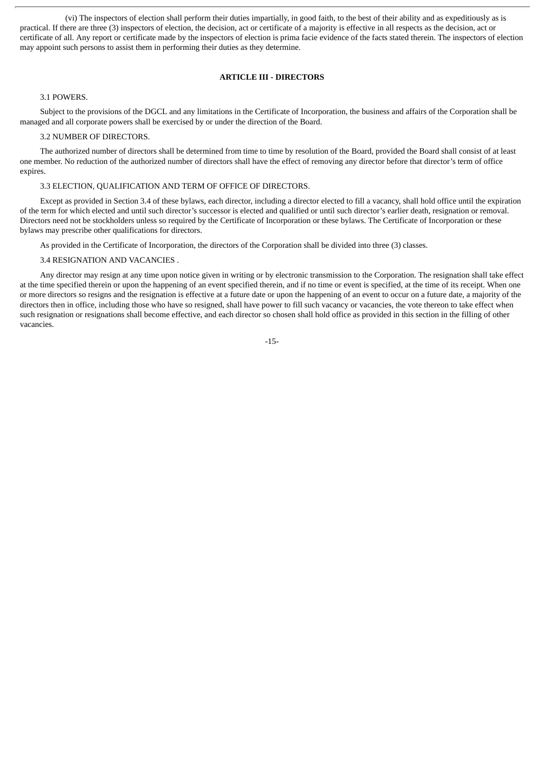(vi) The inspectors of election shall perform their duties impartially, in good faith, to the best of their ability and as expeditiously as is practical. If there are three (3) inspectors of election, the decision, act or certificate of a majority is effective in all respects as the decision, act or certificate of all. Any report or certificate made by the inspectors of election is prima facie evidence of the facts stated therein. The inspectors of election may appoint such persons to assist them in performing their duties as they determine.

## ARTICLE III - DIRECTORS

3.1 POWERS.

Subject to the provisions of the DGCL and any limitations in the Certificate of Incorporation, the business and affairs of the Corporation shall be managed and all corporate powers shall be exercised by or under the direction of the Board.

3.2 NUMBER OF DIRECTORS.

The authorized number of directors shall be determined from time to time by resolution of the Board, provided the Board shall consist of at least one member. No reduction of the authorized number of directors shall have the effect of removing any director before that director's term of office expires.

3.3 ELECTION, QUALIFICATION AND TERM OF OFFICE OF DIRECTORS.

Except as provided in Section 3.4 of these bylaws, each director, including a director elected to fill a vacancy, shall hold office until the expiration of the term for which elected and until such director's successor is elected and qualified or until such director's earlier death, resignation or removal. Directors need not be stockholders unless so required by the Certificate of Incorporation or these bylaws. The Certificate of Incorporation or these bylaws may prescribe other qualifications for directors.

As provided in the Certificate of Incorporation, the directors of the Corporation shall be divided into three (3) classes.

3.4 RESIGNATION AND VACANCIES .

Any director may resign at any time upon notice given in writing or by electronic transmission to the Corporation. The resignation shall take effect at the time specified therein or upon the happening of an event specified therein, and if no time or event is specified, at the time of its receipt. When one or more directors so resigns and the resignation is effective at a future date or upon the happening of an event to occur on a future date, a majority of the directors then in office, including those who have so resigned, shall have power to fill such vacancy or vacancies, the vote thereon to take effect when such resignation or resignations shall become effective, and each director so chosen shall hold office as provided in this section in the filling of other vacancies.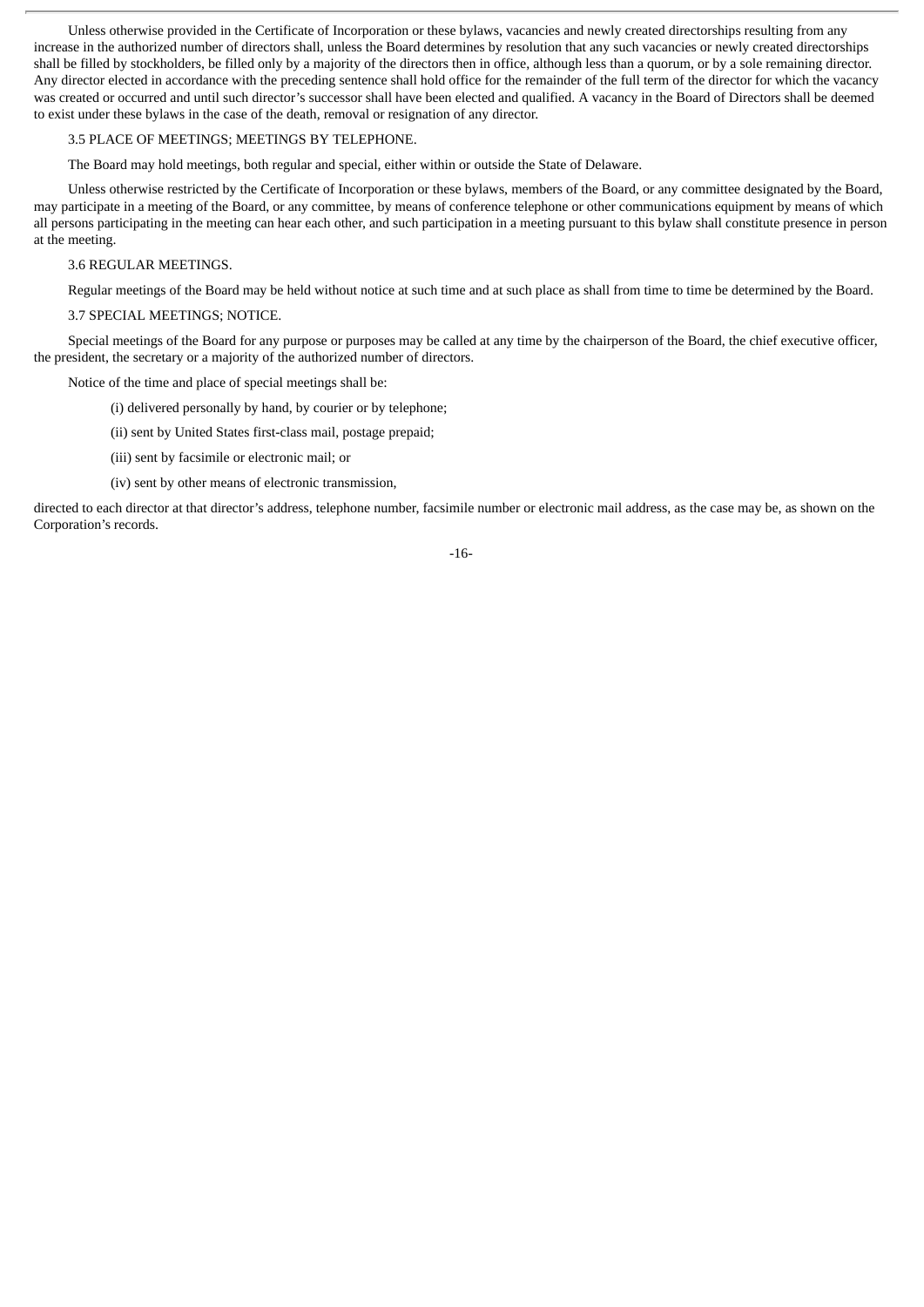Unless otherwise provided in the Certificate of Incorporation or these bylaws, vacancies and newly created directorships resulting from any increase in the authorized number of directors shall, unless the Board determines by resolution that any such vacancies or newly created directorships shall be filled by stockholders, be filled only by a majority of the directors then in office, although less than a quorum, or by a sole remaining director. Any director elected in accordance with the preceding sentence shall hold office for the remainder of the full term of the director for which the vacancy was created or occurred and until such director's successor shall have been elected and qualified. A vacancy in the Board of Directors shall be deemed to exist under these bylaws in the case of the death, removal or resignation of any director.

3.5 PLACE OF MEETINGS; MEETINGS BY TELEPHONE.

The Board may hold meetings, both regular and special, either within or outside the State of Delaware.

Unless otherwise restricted by the Certificate of Incorporation or these bylaws, members of the Board, or any committee designated by the Board, may participate in a meeting of the Board, or any committee, by means of conference telephone or other communications equipment by means of which all persons participating in the meeting can hear each other, and such participation in a meeting pursuant to this bylaw shall constitute presence in person at the meeting.

3.6 REGULAR MEETINGS.

Regular meetings of the Board may be held without notice at such time and at such place as shall from time to time be determined by the Board.

3.7 SPECIAL MEETINGS; NOTICE.

Special meetings of the Board for any purpose or purposes may be called at any time by the chairperson of the Board, the chief executive officer, the president, the secretary or a majority of the authorized number of directors.

Notice of the time and place of special meetings shall be:

(i) delivered personally by hand, by courier or by telephone;

(ii) sent by United States first-class mail, postage prepaid;

(iii) sent by facsimile or electronic mail; or

(iv) sent by other means of electronic transmission,

directed to each director at that director's address, telephone number, facsimile number or electronic mail address, as the case may be, as shown on the Corporation's records.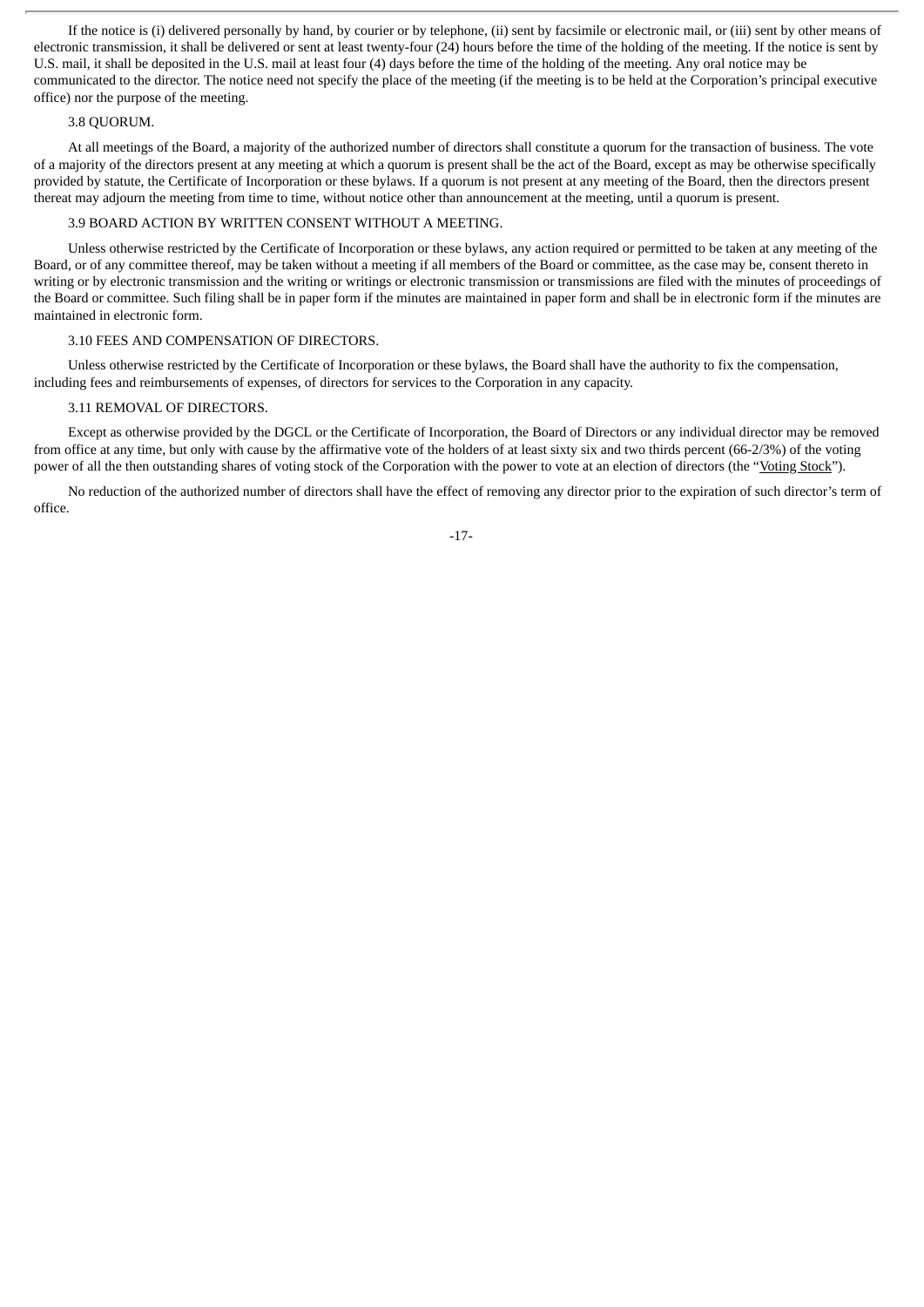If the notice is (i) delivered personally by hand, by courier or by telephone, (ii) sent by facsimile or electronic mail, or (iii) sent by other means of electronic transmission, it shall be delivered or sent at least twenty-four (24) hours before the time of the holding of the meeting. If the notice is sent by U.S. mail, it shall be deposited in the U.S. mail at least four (4) days before the time of the holding of the meeting. Any oral notice may be communicated to the director. The notice need not specify the place of the meeting (if the meeting is to be held at the Corporation's principal executive office) nor the purpose of the meeting.

### 3.8 QUORUM.

At all meetings of the Board, a majority of the authorized number of directors shall constitute a quorum for the transaction of business. The vote of a majority of the directors present at any meeting at which a quorum is present shall be the act of the Board, except as may be otherwise specifically provided by statute, the Certificate of Incorporation or these bylaws. If a quorum is not present at any meeting of the Board, then the directors present thereat may adjourn the meeting from time to time, without notice other than announcement at the meeting, until a quorum is present.

### 3.9 BOARD ACTION BY WRITTEN CONSENT WITHOUT A MEETING.

Unless otherwise restricted by the Certificate of Incorporation or these bylaws, any action required or permitted to be taken at any meeting of the Board, or of any committee thereof, may be taken without a meeting if all members of the Board or committee, as the case may be, consent thereto in writing or by electronic transmission and the writing or writings or electronic transmission or transmissions are filed with the minutes of proceedings of the Board or committee. Such filing shall be in paper form if the minutes are maintained in paper form and shall be in electronic form if the minutes are maintained in electronic form.

### 3.10 FEES AND COMPENSATION OF DIRECTORS.

Unless otherwise restricted by the Certificate of Incorporation or these bylaws, the Board shall have the authority to fix the compensation, including fees and reimbursements of expenses, of directors for services to the Corporation in any capacity.

### 3.11 REMOVAL OF DIRECTORS.

Except as otherwise provided by the DGCL or the Certificate of Incorporation, the Board of Directors or any individual director may be removed from office at any time, but only with cause by the affirmative vote of the holders of at least sixty six and two thirds percent (66-2/3%) of the voting power of all the then outstanding shares of voting stock of the Corporation with the power to vote at an election of directors (the "Voting Stock").

No reduction of the authorized number of directors shall have the effect of removing any director prior to the expiration of such director's term of office.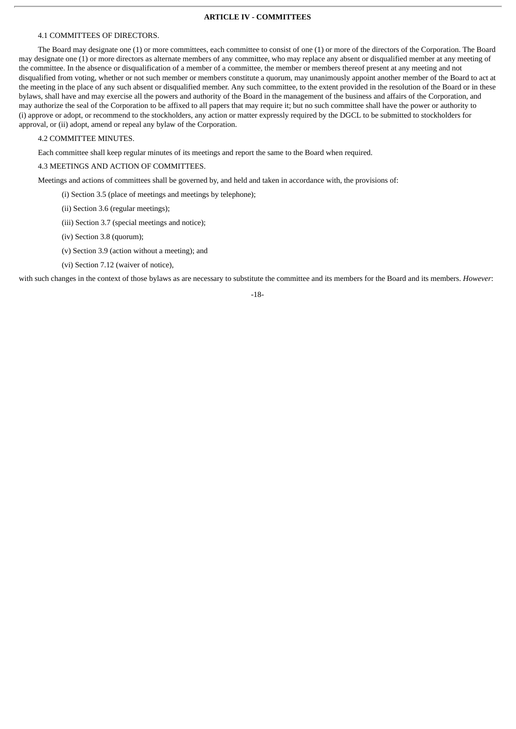## ARTICLE IV - COMMITTEES

### 4.1 COMMITTEES OF DIRECTORS.

The Board may designate one (1) or more committees, each committee to consist of one (1) or more of the directors of the Corporation. The Board may designate one (1) or more directors as alternate members of any committee, who may replace any absent or disqualified member at any meeting of the committee. In the absence or disqualification of a member of a committee, the member or members thereof present at any meeting and not disqualified from voting, whether or not such member or members constitute a quorum, may unanimously appoint another member of the Board to act at the meeting in the place of any such absent or disqualified member. Any such committee, to the extent provided in the resolution of the Board or in these bylaws, shall have and may exercise all the powers and authority of the Board in the management of the business and affairs of the Corporation, and may authorize the seal of the Corporation to be affixed to all papers that may require it; but no such committee shall have the power or authority to (i) approve or adopt, or recommend to the stockholders, any action or matter expressly required by the DGCL to be submitted to stockholders for approval, or (ii) adopt, amend or repeal any bylaw of the Corporation.

### 4.2 COMMITTEE MINUTES.

Each committee shall keep regular minutes of its meetings and report the same to the Board when required.

### 4.3 MEETINGS AND ACTION OF COMMITTEES.

Meetings and actions of committees shall be governed by, and held and taken in accordance with, the provisions of:

(i) Section 3.5 (place of meetings and meetings by telephone);

(ii) Section 3.6 (regular meetings);

(iii) Section 3.7 (special meetings and notice);

(iv) Section 3.8 (quorum);

(v) Section 3.9 (action without a meeting); and

(vi) Section 7.12 (waiver of notice),

with such changes in the context of those bylaws as are necessary to substitute the committee and its members for the Board and its members. *However*: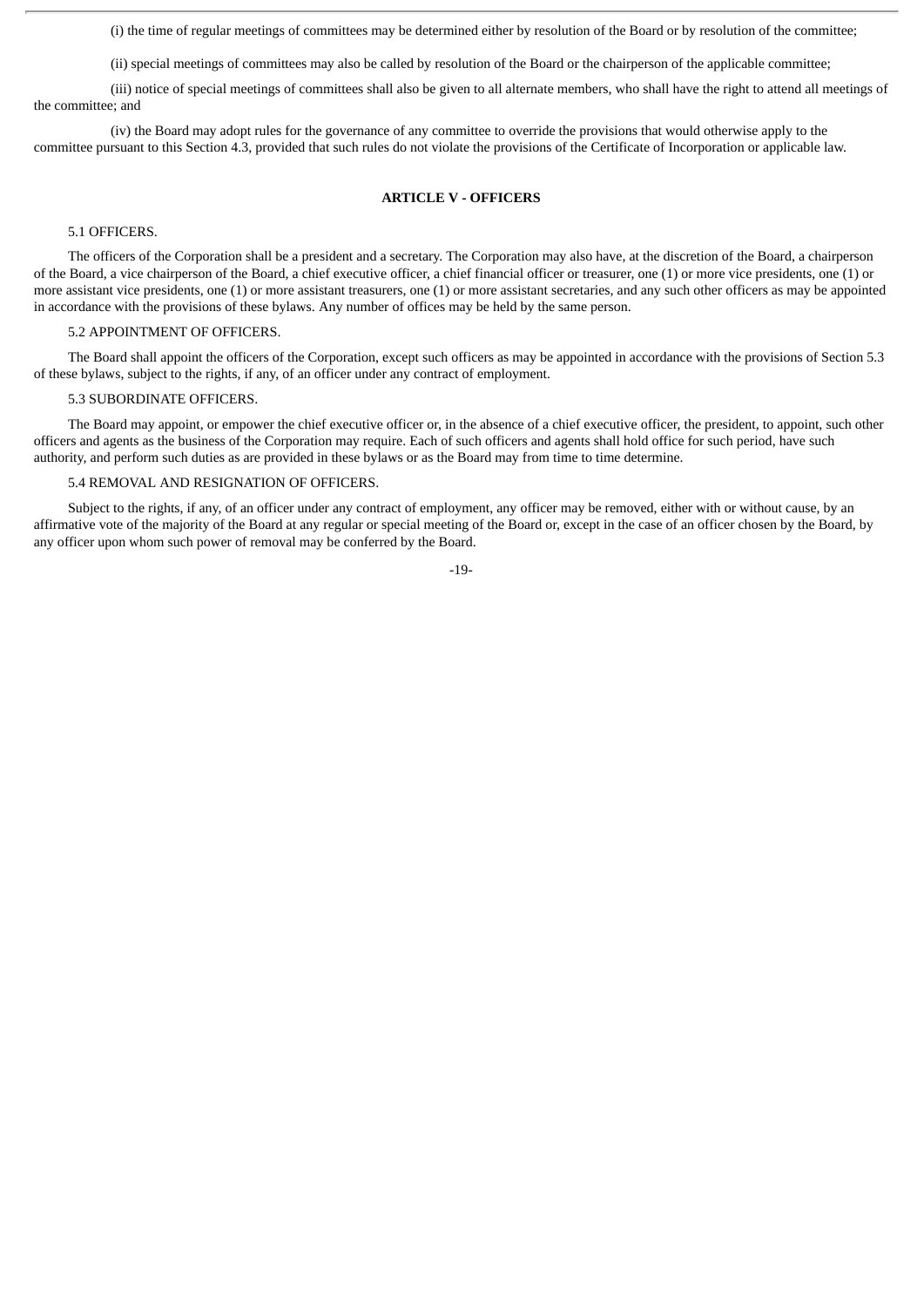(i) the time of regular meetings of committees may be determined either by resolution of the Board or by resolution of the committee;

(ii) special meetings of committees may also be called by resolution of the Board or the chairperson of the applicable committee;

(iii) notice of special meetings of committees shall also be given to all alternate members, who shall have the right to attend all meetings of the committee; and

(iv) the Board may adopt rules for the governance of any committee to override the provisions that would otherwise apply to the committee pursuant to this Section 4.3, provided that such rules do not violate the provisions of the Certificate of Incorporation or applicable law.

## ARTICLE V - OFFICERS

5.1 OFFICERS.

The officers of the Corporation shall be a president and a secretary. The Corporation may also have, at the discretion of the Board, a chairperson of the Board, a vice chairperson of the Board, a chief executive officer, a chief financial officer or treasurer, one (1) or more vice presidents, one (1) or more assistant vice presidents, one (1) or more assistant treasurers, one (1) or more assistant secretaries, and any such other officers as may be appointed in accordance with the provisions of these bylaws. Any number of offices may be held by the same person.

5.2 APPOINTMENT OF OFFICERS.

The Board shall appoint the officers of the Corporation, except such officers as may be appointed in accordance with the provisions of Section 5.3 of these bylaws, subject to the rights, if any, of an officer under any contract of employment.

5.3 SUBORDINATE OFFICERS.

The Board may appoint, or empower the chief executive officer or, in the absence of a chief executive officer, the president, to appoint, such other officers and agents as the business of the Corporation may require. Each of such officers and agents shall hold office for such period, have such authority, and perform such duties as are provided in these bylaws or as the Board may from time to time determine.

5.4 REMOVAL AND RESIGNATION OF OFFICERS.

Subject to the rights, if any, of an officer under any contract of employment, any officer may be removed, either with or without cause, by an affirmative vote of the majority of the Board at any regular or special meeting of the Board or, except in the case of an officer chosen by the Board, by any officer upon whom such power of removal may be conferred by the Board.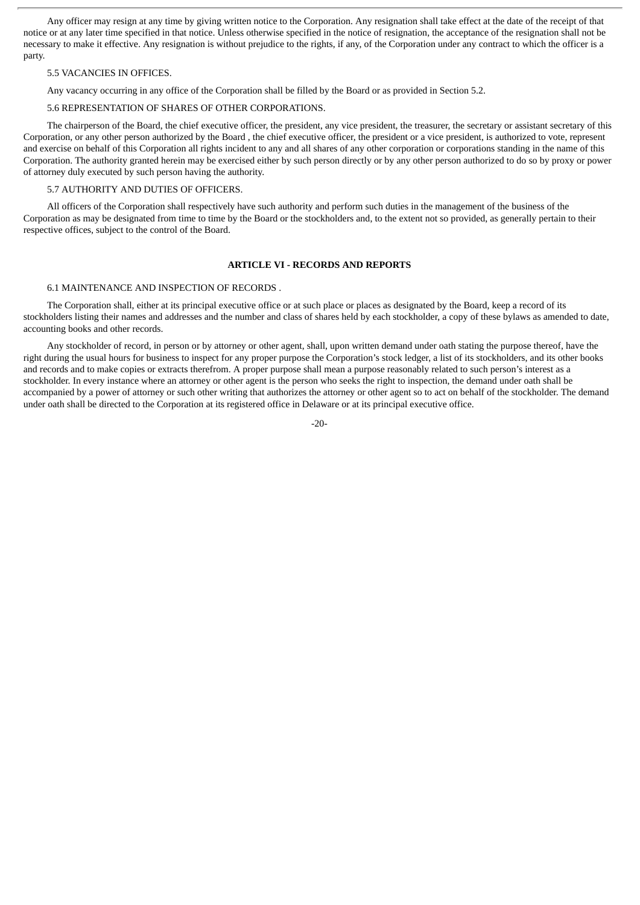Any officer may resign at any time by giving written notice to the Corporation. Any resignation shall take effect at the date of the receipt of that notice or at any later time specified in that notice. Unless otherwise specified in the notice of resignation, the acceptance of the resignation shall not be necessary to make it effective. Any resignation is without prejudice to the rights, if any, of the Corporation under any contract to which the officer is a party.

5.5 VACANCIES IN OFFICES.

Any vacancy occurring in any office of the Corporation shall be filled by the Board or as provided in Section 5.2.

5.6 REPRESENTATION OF SHARES OF OTHER CORPORATIONS.

The chairperson of the Board, the chief executive officer, the president, any vice president, the treasurer, the secretary or assistant secretary of this Corporation, or any other person authorized by the Board , the chief executive officer, the president or a vice president, is authorized to vote, represent and exercise on behalf of this Corporation all rights incident to any and all shares of any other corporation or corporations standing in the name of this Corporation. The authority granted herein may be exercised either by such person directly or by any other person authorized to do so by proxy or power of attorney duly executed by such person having the authority.

5.7 AUTHORITY AND DUTIES OF OFFICERS.

All officers of the Corporation shall respectively have such authority and perform such duties in the management of the business of the Corporation as may be designated from time to time by the Board or the stockholders and, to the extent not so provided, as generally pertain to their respective offices, subject to the control of the Board.

## ARTICLE VI - RECORDS AND REPORTS

6.1 MAINTENANCE AND INSPECTION OF RECORDS .

The Corporation shall, either at its principal executive office or at such place or places as designated by the Board, keep a record of its stockholders listing their names and addresses and the number and class of shares held by each stockholder, a copy of these bylaws as amended to date, accounting books and other records.

Any stockholder of record, in person or by attorney or other agent, shall, upon written demand under oath stating the purpose thereof, have the right during the usual hours for business to inspect for any proper purpose the Corporation's stock ledger, a list of its stockholders, and its other books and records and to make copies or extracts therefrom. A proper purpose shall mean a purpose reasonably related to such person's interest as a stockholder. In every instance where an attorney or other agent is the person who seeks the right to inspection, the demand under oath shall be accompanied by a power of attorney or such other writing that authorizes the attorney or other agent so to act on behalf of the stockholder. The demand under oath shall be directed to the Corporation at its registered office in Delaware or at its principal executive office.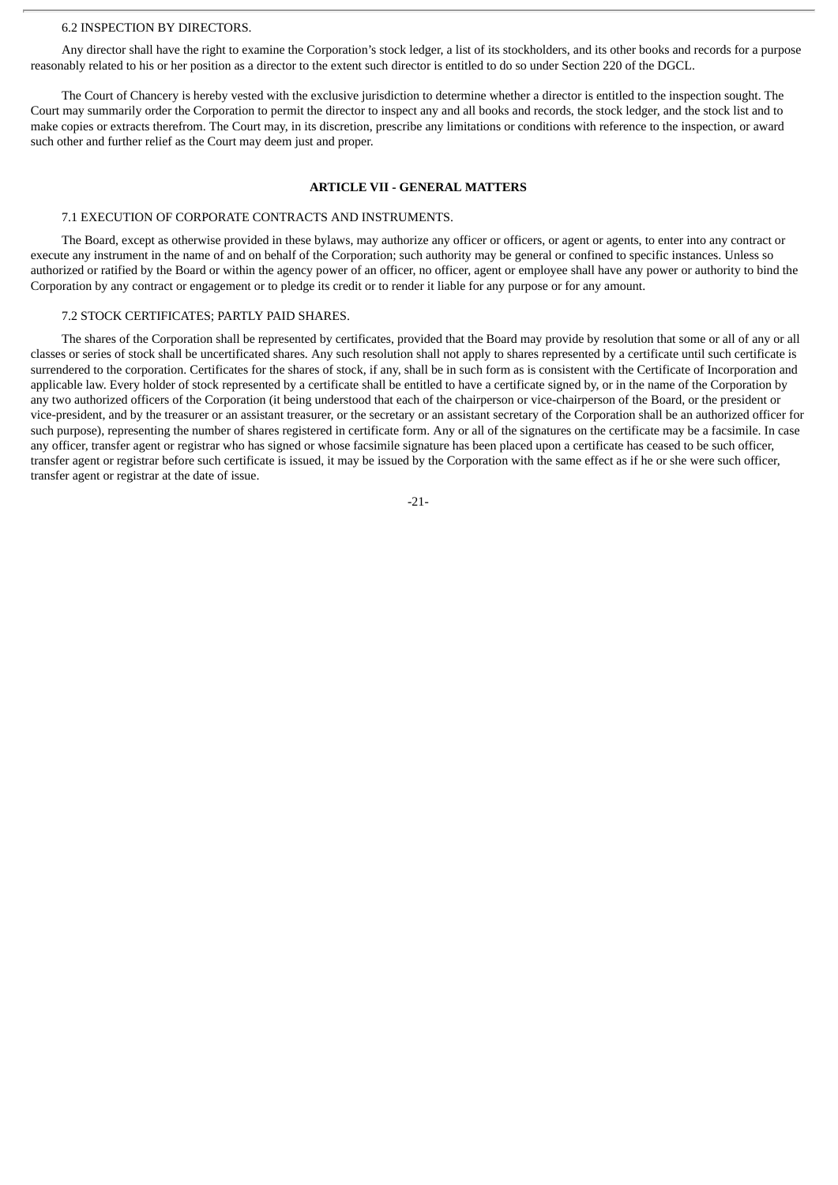6.2 INSPECTION BY DIRECTORS.

Any director shall have the right to examine the Corporation's stock ledger, a list of its stockholders, and its other books and records for a purpose reasonably related to his or her position as a director to the extent such director is entitled to do so under Section 220 of the DGCL.

The Court of Chancery is hereby vested with the exclusive jurisdiction to determine whether a director is entitled to the inspection sought. The Court may summarily order the Corporation to permit the director to inspect any and all books and records, the stock ledger, and the stock list and to make copies or extracts therefrom. The Court may, in its discretion, prescribe any limitations or conditions with reference to the inspection, or award such other and further relief as the Court may deem just and proper.

## ARTICLE VII - GENERAL MATTERS

7.1 EXECUTION OF CORPORATE CONTRACTS AND INSTRUMENTS.

The Board, except as otherwise provided in these bylaws, may authorize any officer or officers, or agent or agents, to enter into any contract or execute any instrument in the name of and on behalf of the Corporation; such authority may be general or confined to specific instances. Unless so authorized or ratified by the Board or within the agency power of an officer, no officer, agent or employee shall have any power or authority to bind the Corporation by any contract or engagement or to pledge its credit or to render it liable for any purpose or for any amount.

7.2 STOCK CERTIFICATES; PARTLY PAID SHARES.

The shares of the Corporation shall be represented by certificates, provided that the Board may provide by resolution that some or all of any or all classes or series of stock shall be uncertificated shares. Any such resolution shall not apply to shares represented by a certificate until such certificate is surrendered to the corporation. Certificates for the shares of stock, if any, shall be in such form as is consistent with the Certificate of Incorporation and applicable law. Every holder of stock represented by a certificate shall be entitled to have a certificate signed by, or in the name of the Corporation by any two authorized officers of the Corporation (it being understood that each of the chairperson or vice-chairperson of the Board, or the president or vice-president, and by the treasurer or an assistant treasurer, or the secretary or an assistant secretary of the Corporation shall be an authorized officer for such purpose), representing the number of shares registered in certificate form. Any or all of the signatures on the certificate may be a facsimile. In case any officer, transfer agent or registrar who has signed or whose facsimile signature has been placed upon a certificate has ceased to be such officer, transfer agent or registrar before such certificate is issued, it may be issued by the Corporation with the same effect as if he or she were such officer, transfer agent or registrar at the date of issue.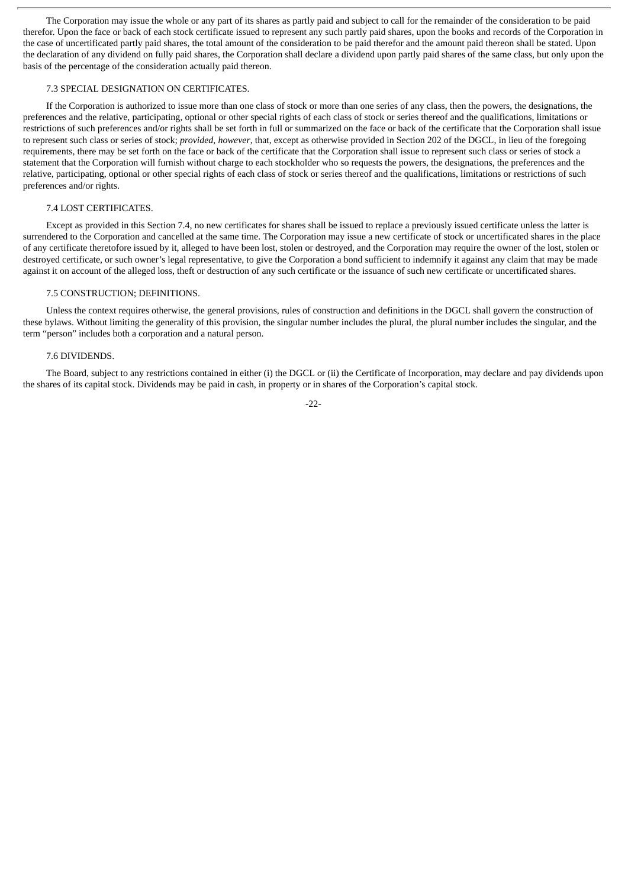The Corporation may issue the whole or any part of its shares as partly paid and subject to call for the remainder of the consideration to be paid therefor. Upon the face or back of each stock certificate issued to represent any such partly paid shares, upon the books and records of the Corporation in the case of uncertificated partly paid shares, the total amount of the consideration to be paid therefor and the amount paid thereon shall be stated. Upon the declaration of any dividend on fully paid shares, the Corporation shall declare a dividend upon partly paid shares of the same class, but only upon the basis of the percentage of the consideration actually paid thereon.

### 7.3 SPECIAL DESIGNATION ON CERTIFICATES.

If the Corporation is authorized to issue more than one class of stock or more than one series of any class, then the powers, the designations, the preferences and the relative, participating, optional or other special rights of each class of stock or series thereof and the qualifications, limitations or restrictions of such preferences and/or rights shall be set forth in full or summarized on the face or back of the certificate that the Corporation shall issue to represent such class or series of stock; *provided, however*, that, except as otherwise provided in Section 202 of the DGCL, in lieu of the foregoing requirements, there may be set forth on the face or back of the certificate that the Corporation shall issue to represent such class or series of stock a statement that the Corporation will furnish without charge to each stockholder who so requests the powers, the designations, the preferences and the relative, participating, optional or other special rights of each class of stock or series thereof and the qualifications, limitations or restrictions of such preferences and/or rights.

### 7.4 LOST CERTIFICATES.

Except as provided in this Section 7.4, no new certificates for shares shall be issued to replace a previously issued certificate unless the latter is surrendered to the Corporation and cancelled at the same time. The Corporation may issue a new certificate of stock or uncertificated shares in the place of any certificate theretofore issued by it, alleged to have been lost, stolen or destroyed, and the Corporation may require the owner of the lost, stolen or destroyed certificate, or such owner's legal representative, to give the Corporation a bond sufficient to indemnify it against any claim that may be made against it on account of the alleged loss, theft or destruction of any such certificate or the issuance of such new certificate or uncertificated shares.

### 7.5 CONSTRUCTION; DEFINITIONS.

Unless the context requires otherwise, the general provisions, rules of construction and definitions in the DGCL shall govern the construction of these bylaws. Without limiting the generality of this provision, the singular number includes the plural, the plural number includes the singular, and the term "person" includes both a corporation and a natural person.

### 7.6 DIVIDENDS.

The Board, subject to any restrictions contained in either (i) the DGCL or (ii) the Certificate of Incorporation, may declare and pay dividends upon the shares of its capital stock. Dividends may be paid in cash, in property or in shares of the Corporation's capital stock.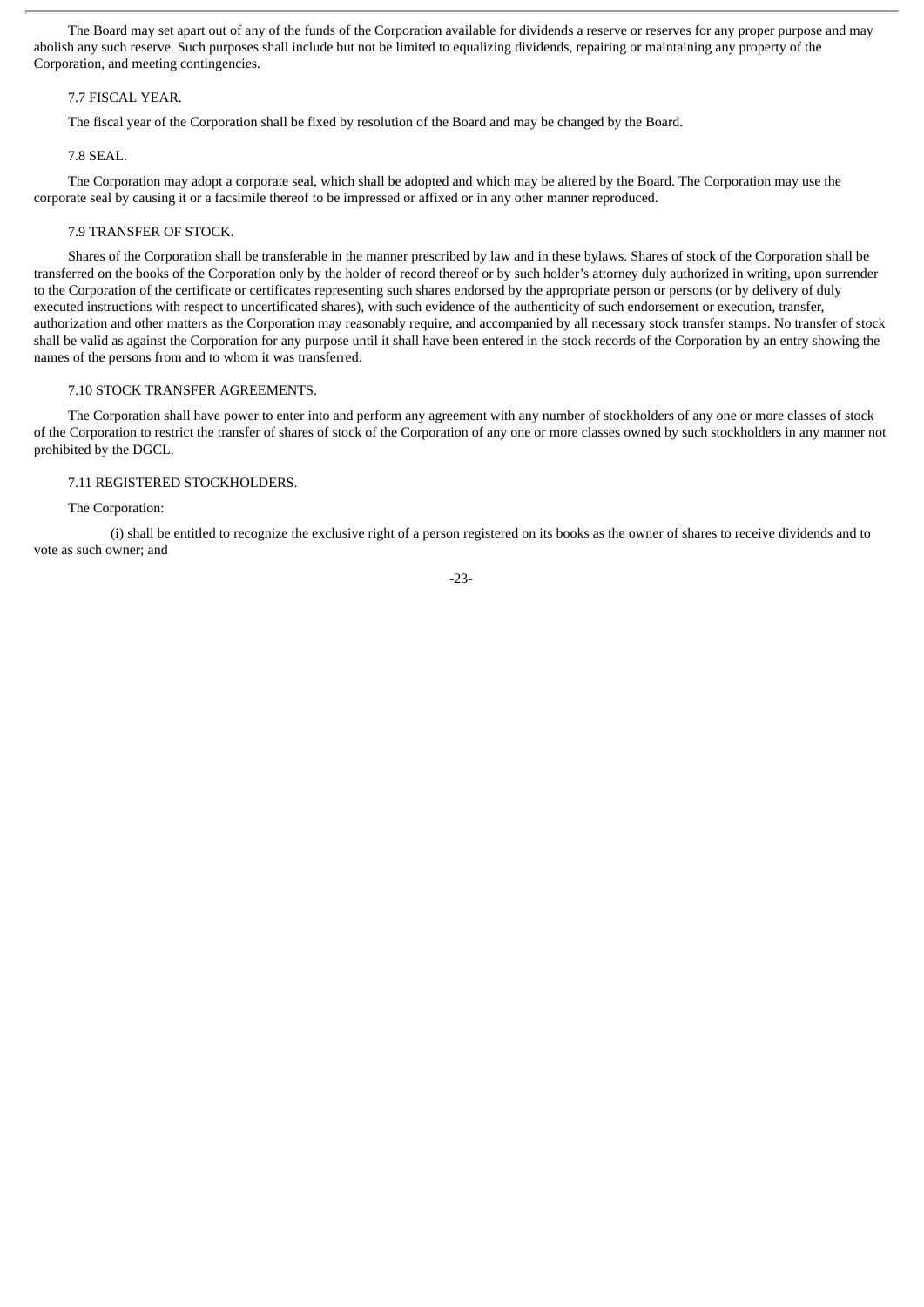The Board may set apart out of any of the funds of the Corporation available for dividends a reserve or reserves for any proper purpose and may abolish any such reserve. Such purposes shall include but not be limited to equalizing dividends, repairing or maintaining any property of the Corporation, and meeting contingencies.

### 7.7 FISCAL YEAR.

The fiscal year of the Corporation shall be fixed by resolution of the Board and may be changed by the Board.

### 7.8 SEAL.

The Corporation may adopt a corporate seal, which shall be adopted and which may be altered by the Board. The Corporation may use the corporate seal by causing it or a facsimile thereof to be impressed or affixed or in any other manner reproduced.

### 7.9 TRANSFER OF STOCK.

Shares of the Corporation shall be transferable in the manner prescribed by law and in these bylaws. Shares of stock of the Corporation shall be transferred on the books of the Corporation only by the holder of record thereof or by such holder's attorney duly authorized in writing, upon surrender to the Corporation of the certificate or certificates representing such shares endorsed by the appropriate person or persons (or by delivery of duly executed instructions with respect to uncertificated shares), with such evidence of the authenticity of such endorsement or execution, transfer, authorization and other matters as the Corporation may reasonably require, and accompanied by all necessary stock transfer stamps. No transfer of stock shall be valid as against the Corporation for any purpose until it shall have been entered in the stock records of the Corporation by an entry showing the names of the persons from and to whom it was transferred.

### 7.10 STOCK TRANSFER AGREEMENTS.

The Corporation shall have power to enter into and perform any agreement with any number of stockholders of any one or more classes of stock of the Corporation to restrict the transfer of shares of stock of the Corporation of any one or more classes owned by such stockholders in any manner not prohibited by the DGCL.

### 7.11 REGISTERED STOCKHOLDERS.

The Corporation:

(i) shall be entitled to recognize the exclusive right of a person registered on its books as the owner of shares to receive dividends and to vote as such owner; and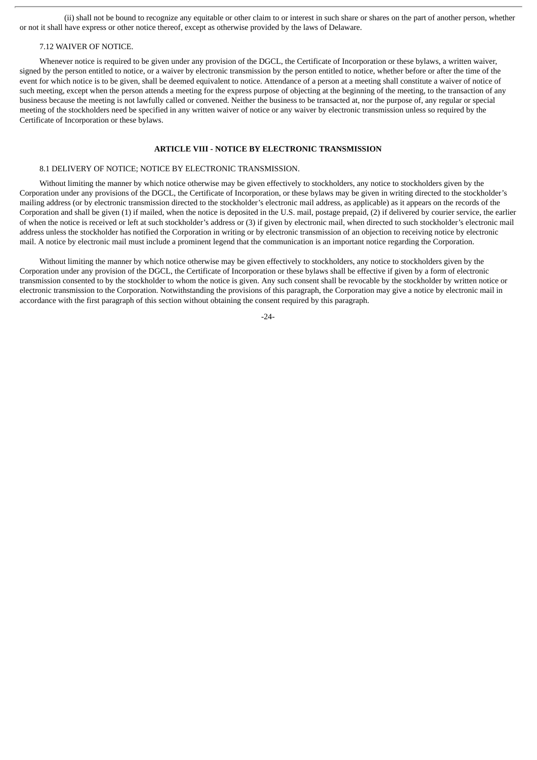(ii) shall not be bound to recognize any equitable or other claim to or interest in such share or shares on the part of another person, whether or not it shall have express or other notice thereof, except as otherwise provided by the laws of Delaware.

7.12 WAIVER OF NOTICE.

Whenever notice is required to be given under any provision of the DGCL, the Certificate of Incorporation or these bylaws, a written waiver, signed by the person entitled to notice, or a waiver by electronic transmission by the person entitled to notice, whether before or after the time of the event for which notice is to be given, shall be deemed equivalent to notice. Attendance of a person at a meeting shall constitute a waiver of notice of such meeting, except when the person attends a meeting for the express purpose of objecting at the beginning of the meeting, to the transaction of any business because the meeting is not lawfully called or convened. Neither the business to be transacted at, nor the purpose of, any regular or special meeting of the stockholders need be specified in any written waiver of notice or any waiver by electronic transmission unless so required by the Certificate of Incorporation or these bylaws.

## ARTICLE VIII - NOTICE BY ELECTRONIC TRANSMISSION

8.1 DELIVERY OF NOTICE; NOTICE BY ELECTRONIC TRANSMISSION.

Without limiting the manner by which notice otherwise may be given effectively to stockholders, any notice to stockholders given by the Corporation under any provisions of the DGCL, the Certificate of Incorporation, or these bylaws may be given in writing directed to the stockholder's mailing address (or by electronic transmission directed to the stockholder's electronic mail address, as applicable) as it appears on the records of the Corporation and shall be given (1) if mailed, when the notice is deposited in the U.S. mail, postage prepaid, (2) if delivered by courier service, the earlier of when the notice is received or left at such stockholder's address or (3) if given by electronic mail, when directed to such stockholder's electronic mail address unless the stockholder has notified the Corporation in writing or by electronic transmission of an objection to receiving notice by electronic mail. A notice by electronic mail must include a prominent legend that the communication is an important notice regarding the Corporation.

Without limiting the manner by which notice otherwise may be given effectively to stockholders, any notice to stockholders given by the Corporation under any provision of the DGCL, the Certificate of Incorporation or these bylaws shall be effective if given by a form of electronic transmission consented to by the stockholder to whom the notice is given. Any such consent shall be revocable by the stockholder by written notice or electronic transmission to the Corporation. Notwithstanding the provisions of this paragraph, the Corporation may give a notice by electronic mail in accordance with the first paragraph of this section without obtaining the consent required by this paragraph.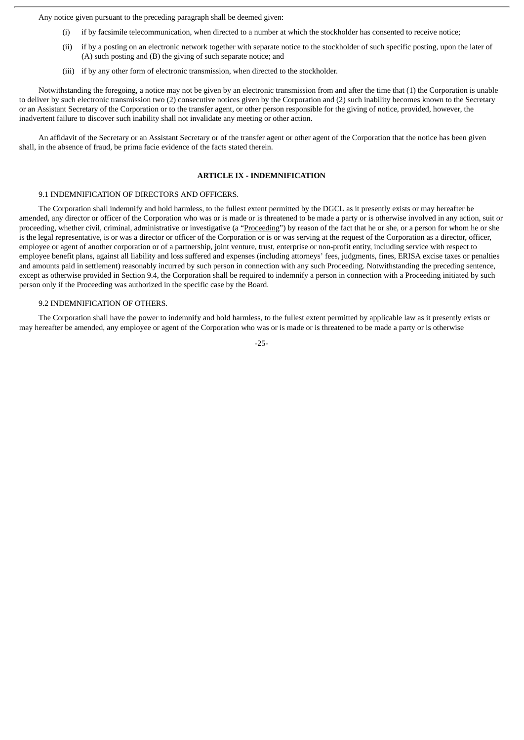Any notice given pursuant to the preceding paragraph shall be deemed given:

(i) if by facsimile telecommunication, when directed to a number at which the stockholder has consented to receive notice;

(ii) if by a posting on an electronic network together with separate notice to the stockholder of such specific posting, upon the later of (A) such posting and (B) the giving of such separate notice; and

(iii) if by any other form of electronic transmission, when directed to the stockholder.

Notwithstanding the foregoing, a notice may not be given by an electronic transmission from and after the time that (1) the Corporation is unable to deliver by such electronic transmission two (2) consecutive notices given by the Corporation and (2) such inability becomes known to the Secretary or an Assistant Secretary of the Corporation or to the transfer agent, or other person responsible for the giving of notice, provided, however, the inadvertent failure to discover such inability shall not invalidate any meeting or other action.

An affidavit of the Secretary or an Assistant Secretary or of the transfer agent or other agent of the Corporation that the notice has been given shall, in the absence of fraud, be prima facie evidence of the facts stated therein.

## ARTICLE IX - INDEMNIFICATION

### 9.1 INDEMNIFICATION OF DIRECTORS AND OFFICERS.

The Corporation shall indemnify and hold harmless, to the fullest extent permitted by the DGCL as it presently exists or may hereafter be amended, any director or officer of the Corporation who was or is made or is threatened to be made a party or is otherwise involved in any action, suit or proceeding, whether civil, criminal, administrative or investigative (a "Proceeding") by reason of the fact that he or she, or a person for whom he or she is the legal representative, is or was a director or officer of the Corporation or is or was serving at the request of the Corporation as a director, officer, employee or agent of another corporation or of a partnership, joint venture, trust, enterprise or non-profit entity, including service with respect to employee benefit plans, against all liability and loss suffered and expenses (including attorneys' fees, judgments, fines, ERISA excise taxes or penalties and amounts paid in settlement) reasonably incurred by such person in connection with any such Proceeding. Notwithstanding the preceding sentence, except as otherwise provided in Section 9.4, the Corporation shall be required to indemnify a person in connection with a Proceeding initiated by such person only if the Proceeding was authorized in the specific case by the Board.

### 9.2 INDEMNIFICATION OF OTHERS.

The Corporation shall have the power to indemnify and hold harmless, to the fullest extent permitted by applicable law as it presently exists or may hereafter be amended, any employee or agent of the Corporation who was or is made or is threatened to be made a party or is otherwise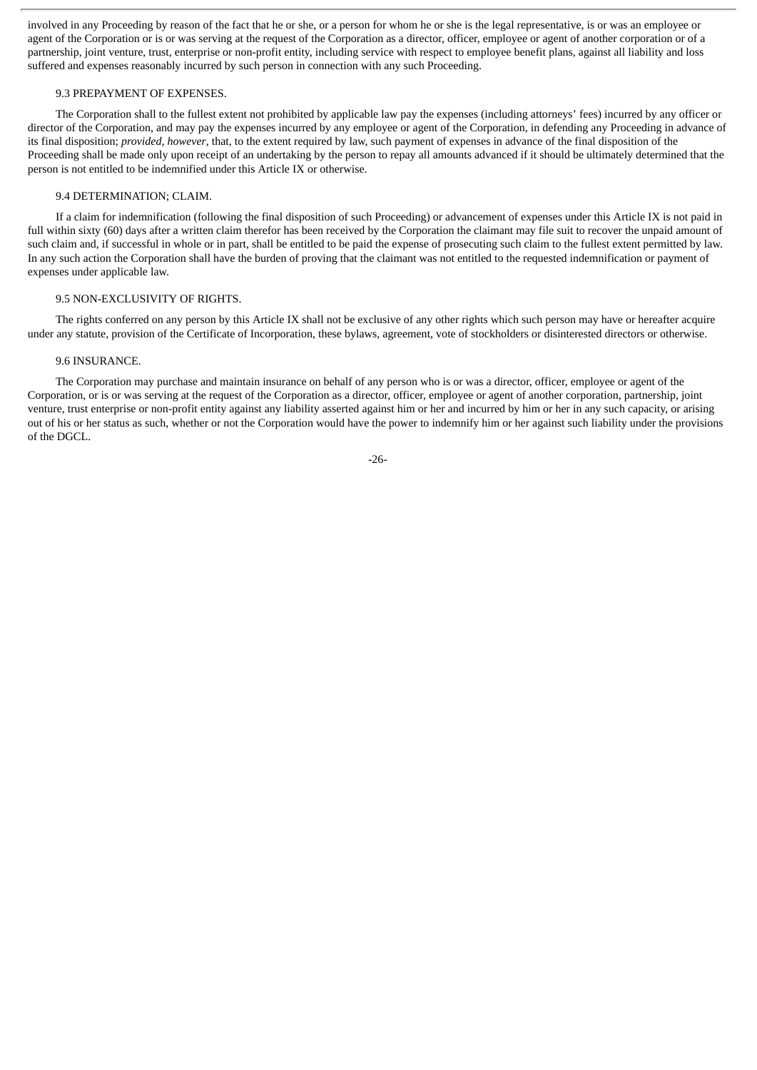involved in any Proceeding by reason of the fact that he or she, or a person for whom he or she is the legal representative, is or was an employee or agent of the Corporation or is or was serving at the request of the Corporation as a director, officer, employee or agent of another corporation or of a partnership, joint venture, trust, enterprise or non-profit entity, including service with respect to employee benefit plans, against all liability and loss suffered and expenses reasonably incurred by such person in connection with any such Proceeding.

### 9.3 PREPAYMENT OF EXPENSES.

The Corporation shall to the fullest extent not prohibited by applicable law pay the expenses (including attorneys' fees) incurred by any officer or director of the Corporation, and may pay the expenses incurred by any employee or agent of the Corporation, in defending any Proceeding in advance of its final disposition; *provided, however*, that, to the extent required by law, such payment of expenses in advance of the final disposition of the Proceeding shall be made only upon receipt of an undertaking by the person to repay all amounts advanced if it should be ultimately determined that the person is not entitled to be indemnified under this Article IX or otherwise.

### 9.4 DETERMINATION; CLAIM.

If a claim for indemnification (following the final disposition of such Proceeding) or advancement of expenses under this Article IX is not paid in full within sixty (60) days after a written claim therefor has been received by the Corporation the claimant may file suit to recover the unpaid amount of such claim and, if successful in whole or in part, shall be entitled to be paid the expense of prosecuting such claim to the fullest extent permitted by law. In any such action the Corporation shall have the burden of proving that the claimant was not entitled to the requested indemnification or payment of expenses under applicable law.

### 9.5 NON-EXCLUSIVITY OF RIGHTS.

The rights conferred on any person by this Article IX shall not be exclusive of any other rights which such person may have or hereafter acquire under any statute, provision of the Certificate of Incorporation, these bylaws, agreement, vote of stockholders or disinterested directors or otherwise.

### 9.6 INSURANCE.

The Corporation may purchase and maintain insurance on behalf of any person who is or was a director, officer, employee or agent of the Corporation, or is or was serving at the request of the Corporation as a director, officer, employee or agent of another corporation, partnership, joint venture, trust enterprise or non-profit entity against any liability asserted against him or her and incurred by him or her in any such capacity, or arising out of his or her status as such, whether or not the Corporation would have the power to indemnify him or her against such liability under the provisions of the DGCL.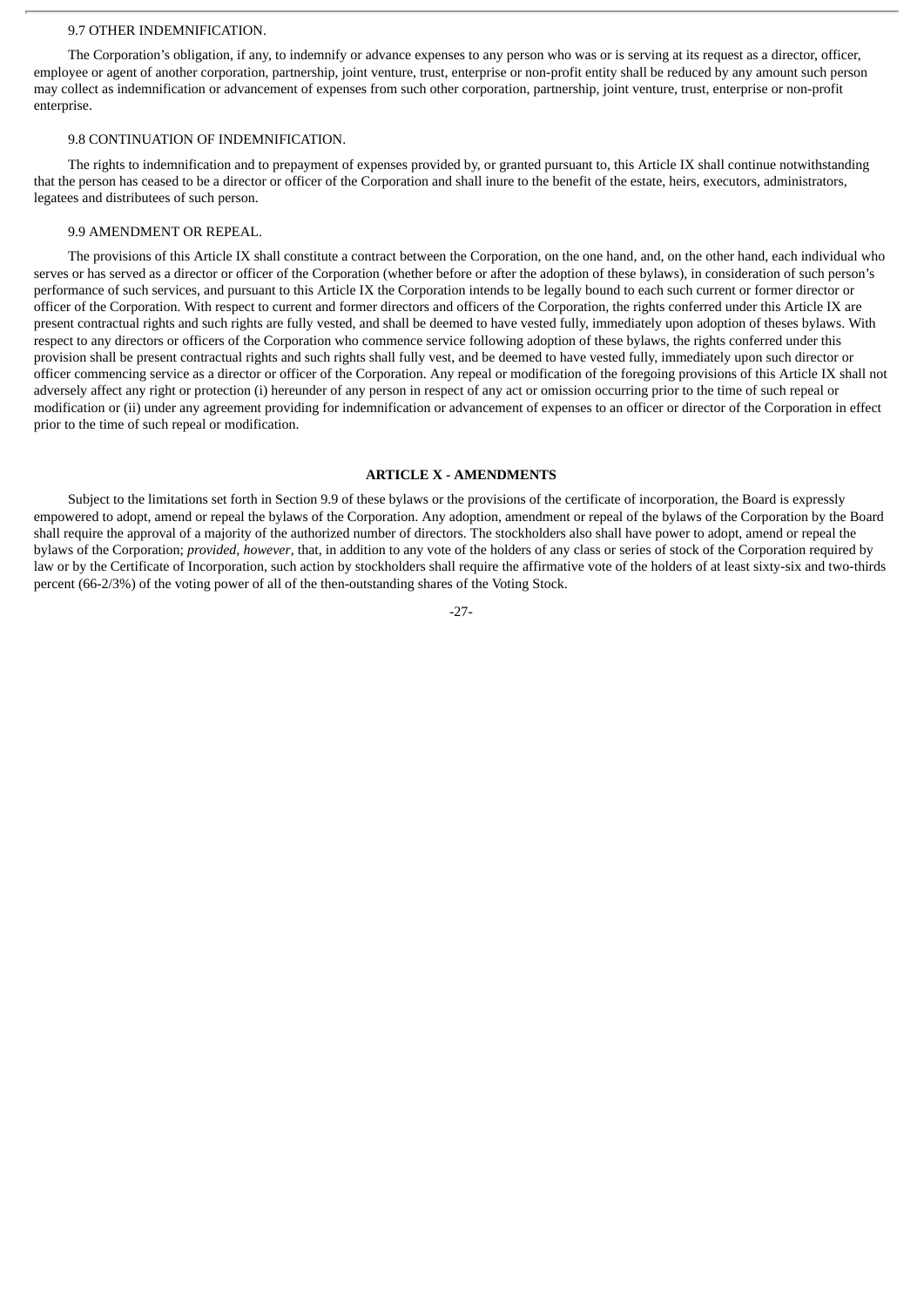### 9.7 OTHER INDEMNIFICATION.

The Corporation's obligation, if any, to indemnify or advance expenses to any person who was or is serving at its request as a director, officer, employee or agent of another corporation, partnership, joint venture, trust, enterprise or non-profit entity shall be reduced by any amount such person may collect as indemnification or advancement of expenses from such other corporation, partnership, joint venture, trust, enterprise or non-profit enterprise.

### 9.8 CONTINUATION OF INDEMNIFICATION.

The rights to indemnification and to prepayment of expenses provided by, or granted pursuant to, this Article IX shall continue notwithstanding that the person has ceased to be a director or officer of the Corporation and shall inure to the benefit of the estate, heirs, executors, administrators, legatees and distributees of such person.

### 9.9 AMENDMENT OR REPEAL.

The provisions of this Article IX shall constitute a contract between the Corporation, on the one hand, and, on the other hand, each individual who serves or has served as a director or officer of the Corporation (whether before or after the adoption of these bylaws), in consideration of such person's performance of such services, and pursuant to this Article IX the Corporation intends to be legally bound to each such current or former director or officer of the Corporation. With respect to current and former directors and officers of the Corporation, the rights conferred under this Article IX are present contractual rights and such rights are fully vested, and shall be deemed to have vested fully, immediately upon adoption of theses bylaws. With respect to any directors or officers of the Corporation who commence service following adoption of these bylaws, the rights conferred under this provision shall be present contractual rights and such rights shall fully vest, and be deemed to have vested fully, immediately upon such director or officer commencing service as a director or officer of the Corporation. Any repeal or modification of the foregoing provisions of this Article IX shall not adversely affect any right or protection (i) hereunder of any person in respect of any act or omission occurring prior to the time of such repeal or modification or (ii) under any agreement providing for indemnification or advancement of expenses to an officer or director of the Corporation in effect prior to the time of such repeal or modification.

## ARTICLE X - AMENDMENTS

Subject to the limitations set forth in Section 9.9 of these bylaws or the provisions of the certificate of incorporation, the Board is expressly empowered to adopt, amend or repeal the bylaws of the Corporation. Any adoption, amendment or repeal of the bylaws of the Corporation by the Board shall require the approval of a majority of the authorized number of directors. The stockholders also shall have power to adopt, amend or repeal the bylaws of the Corporation; *provided, however*, that, in addition to any vote of the holders of any class or series of stock of the Corporation required by law or by the Certificate of Incorporation, such action by stockholders shall require the affirmative vote of the holders of at least sixty-six and two-thirds percent (66-2/3%) of the voting power of all of the then-outstanding shares of the Voting Stock.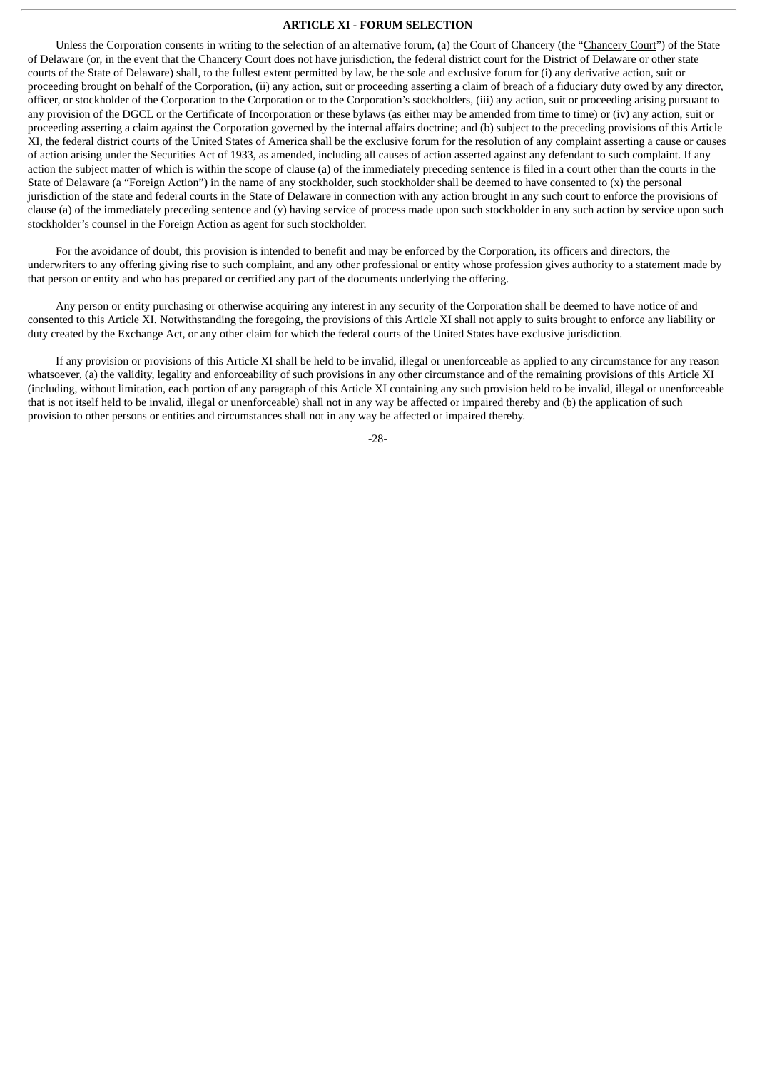## ARTICLE XI - FORUM SELECTION

Unless the Corporation consents in writing to the selection of an alternative forum, (a) the Court of Chancery (the "Chancery Court") of the State of Delaware (or, in the event that the Chancery Court does not have jurisdiction, the federal district court for the District of Delaware or other state courts of the State of Delaware) shall, to the fullest extent permitted by law, be the sole and exclusive forum for (i) any derivative action, suit or proceeding brought on behalf of the Corporation, (ii) any action, suit or proceeding asserting a claim of breach of a fiduciary duty owed by any director, officer, or stockholder of the Corporation to the Corporation or to the Corporation's stockholders, (iii) any action, suit or proceeding arising pursuant to any provision of the DGCL or the Certificate of Incorporation or these bylaws (as either may be amended from time to time) or (iv) any action, suit or proceeding asserting a claim against the Corporation governed by the internal affairs doctrine; and (b) subject to the preceding provisions of this Article XI, the federal district courts of the United States of America shall be the exclusive forum for the resolution of any complaint asserting a cause or causes of action arising under the Securities Act of 1933, as amended, including all causes of action asserted against any defendant to such complaint. If any action the subject matter of which is within the scope of clause (a) of the immediately preceding sentence is filed in a court other than the courts in the State of Delaware (a "Foreign Action") in the name of any stockholder, such stockholder shall be deemed to have consented to (x) the personal jurisdiction of the state and federal courts in the State of Delaware in connection with any action brought in any such court to enforce the provisions of clause (a) of the immediately preceding sentence and (y) having service of process made upon such stockholder in any such action by service upon such stockholder's counsel in the Foreign Action as agent for such stockholder.

For the avoidance of doubt, this provision is intended to benefit and may be enforced by the Corporation, its officers and directors, the underwriters to any offering giving rise to such complaint, and any other professional or entity whose profession gives authority to a statement made by that person or entity and who has prepared or certified any part of the documents underlying the offering.

Any person or entity purchasing or otherwise acquiring any interest in any security of the Corporation shall be deemed to have notice of and consented to this Article XI. Notwithstanding the foregoing, the provisions of this Article XI shall not apply to suits brought to enforce any liability or duty created by the Exchange Act, or any other claim for which the federal courts of the United States have exclusive jurisdiction.

If any provision or provisions of this Article XI shall be held to be invalid, illegal or unenforceable as applied to any circumstance for any reason whatsoever, (a) the validity, legality and enforceability of such provisions in any other circumstance and of the remaining provisions of this Article XI (including, without limitation, each portion of any paragraph of this Article XI containing any such provision held to be invalid, illegal or unenforceable that is not itself held to be invalid, illegal or unenforceable) shall not in any way be affected or impaired thereby and (b) the application of such provision to other persons or entities and circumstances shall not in any way be affected or impaired thereby.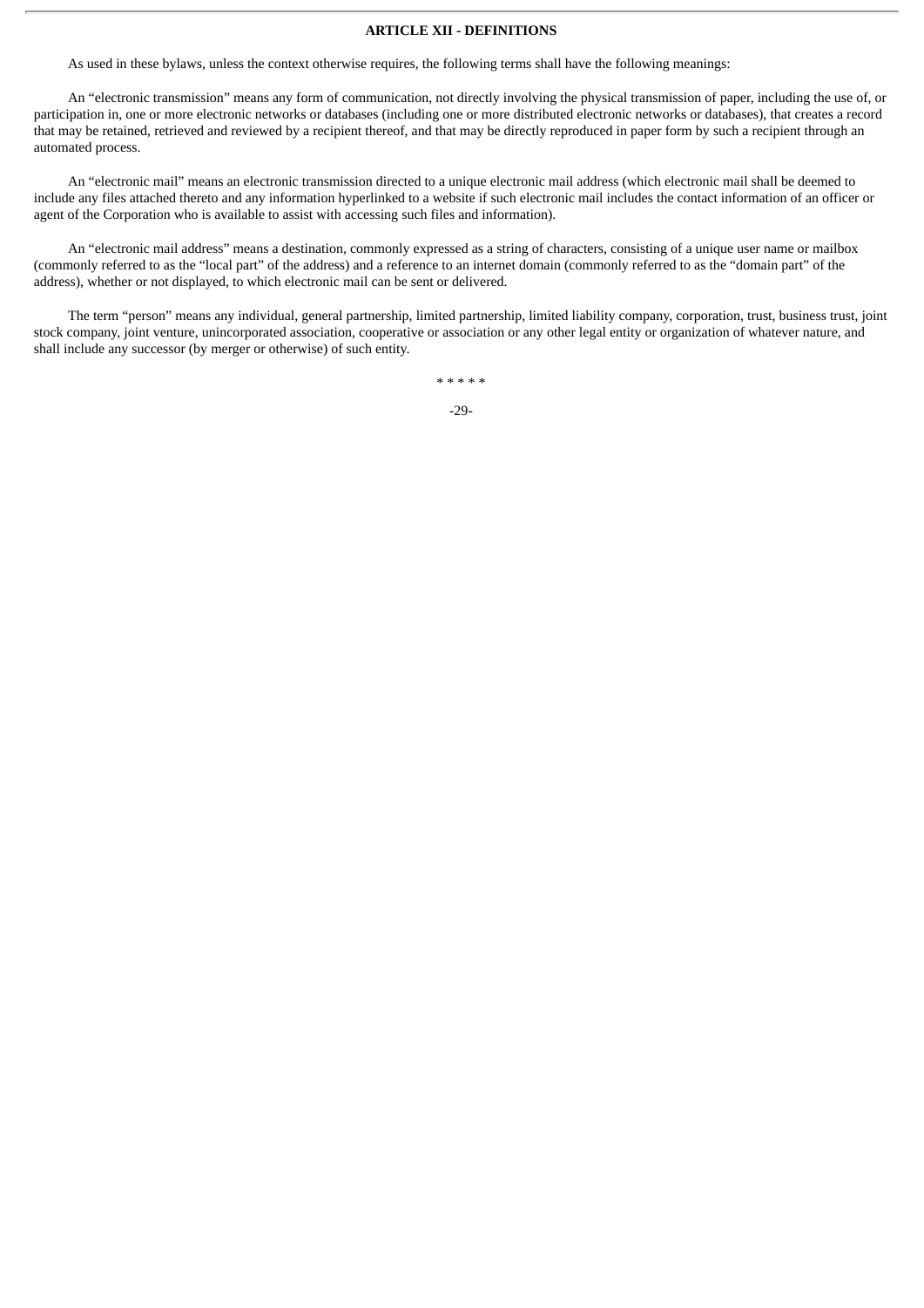## ARTICLE XII - DEFINITIONS

As used in these bylaws, unless the context otherwise requires, the following terms shall have the following meanings:

An "electronic transmission" means any form of communication, not directly involving the physical transmission of paper, including the use of, or participation in, one or more electronic networks or databases (including one or more distributed electronic networks or databases), that creates a record that may be retained, retrieved and reviewed by a recipient thereof, and that may be directly reproduced in paper form by such a recipient through an automated process.

An "electronic mail" means an electronic transmission directed to a unique electronic mail address (which electronic mail shall be deemed to include any files attached thereto and any information hyperlinked to a website if such electronic mail includes the contact information of an officer or agent of the Corporation who is available to assist with accessing such files and information).

An "electronic mail address" means a destination, commonly expressed as a string of characters, consisting of a unique user name or mailbox (commonly referred to as the "local part" of the address) and a reference to an internet domain (commonly referred to as the "domain part" of the address), whether or not displayed, to which electronic mail can be sent or delivered.

The term "person" means any individual, general partnership, limited partnership, limited liability company, corporation, trust, business trust, joint stock company, joint venture, unincorporated association, cooperative or association or any other legal entity or organization of whatever nature, and shall include any successor (by merger or otherwise) of such entity.

* * * * *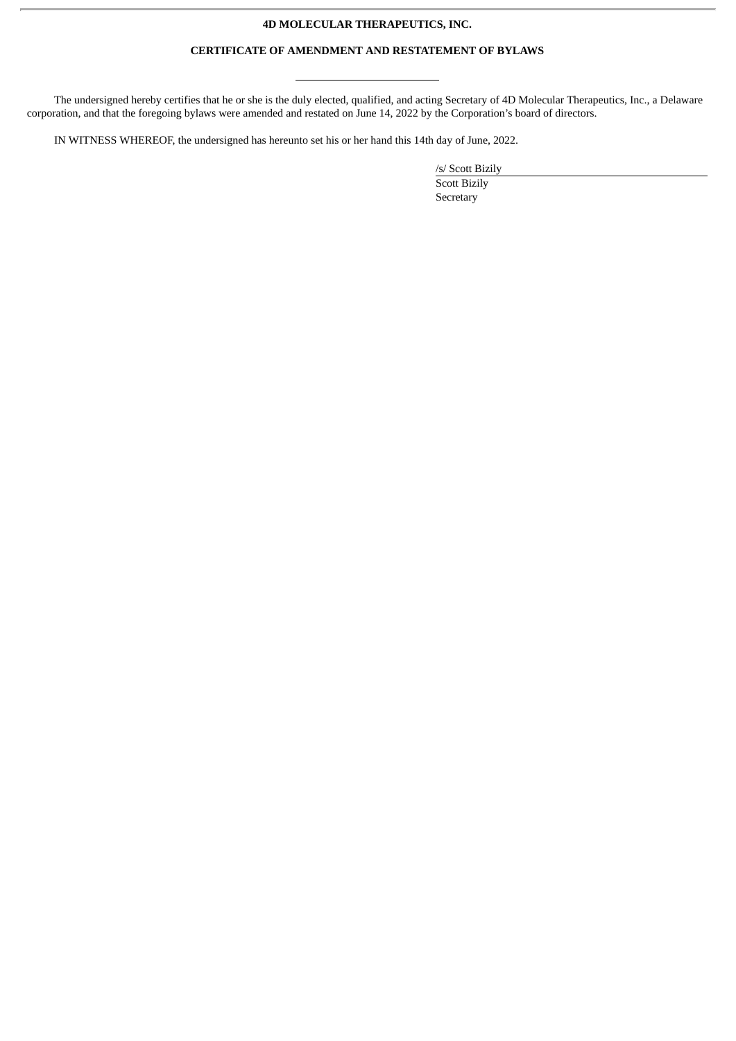**4D MOLECULAR THERAPEUTICS, INC.**

**CERTIFICATE OF AMENDMENT AND RESTATEMENT OF BYLAWS**

---

The undersigned hereby certifies that he or she is the duly elected, qualified, and acting Secretary of 4D Molecular Therapeutics, Inc., a Delaware corporation, and that the foregoing bylaws were amended and restated on June 14, 2022 by the Corporation's board of directors.

IN WITNESS WHEREOF, the undersigned has hereunto set his or her hand this 14th day of June, 2022.

/s/ Scott Bizily

Scott Bizily

Secretary